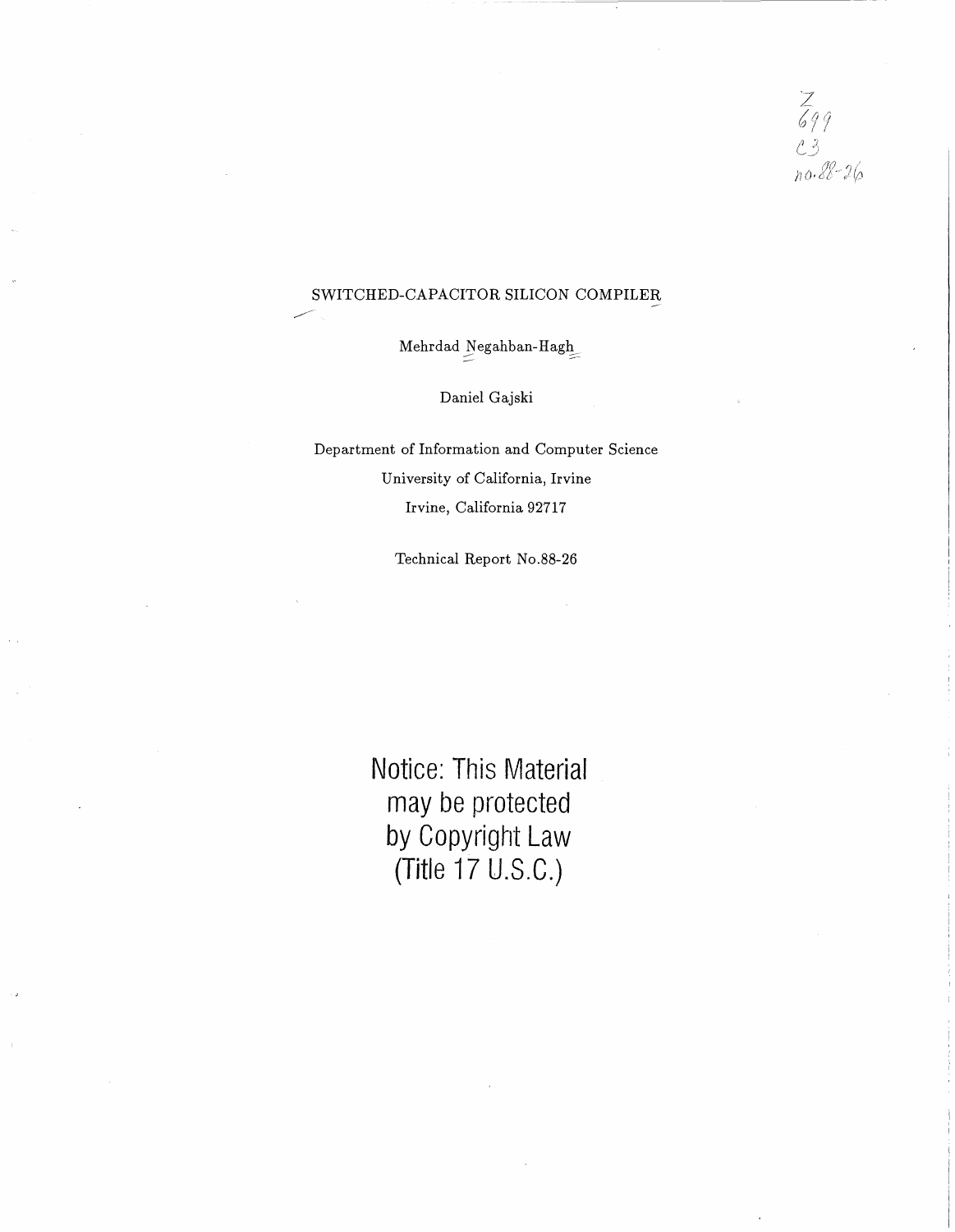Z
699
C3
no.88-26

# SWITCHED-CAPACITOR SILICON COMPILER

Mehrdad Negahban-Hagh

Daniel Gajski

Department of Information and Computer Science

University of California, Irvine

Irvine, California 92717

Technical Report No.88-26

Notice: This Material may be protected by Copyright Law (Title 17 U.S.C.)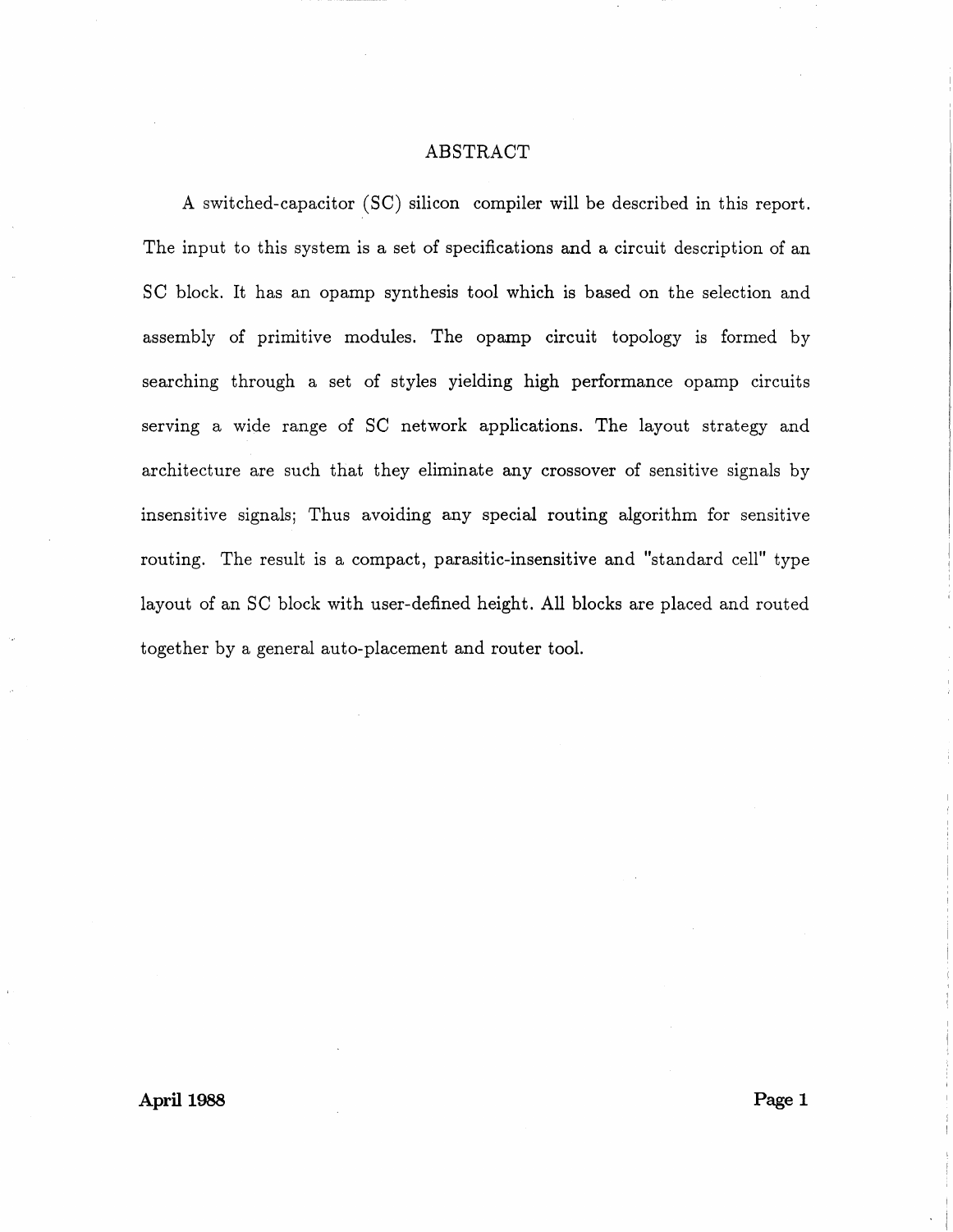# ABSTRACT

A switched-capacitor (SC) silicon compiler will be described in this report. The input to this system is a set of specifications and a circuit description of an SC block. It has an opamp synthesis tool which is based on the selection and assembly of primitive modules. The opamp circuit topology is formed by searching through a set of styles yielding high performance opamp circuits serving a wide range of SC network applications. The layout strategy and architecture are such that they eliminate any crossover of sensitive signals by insensitive signals; Thus avoiding any special routing algorithm for sensitive routing. The result is a compact, parasitic-insensitive and "standard cell" type layout of an SC block with user-defined height. All blocks are placed and routed together by a general auto-placement and router tool.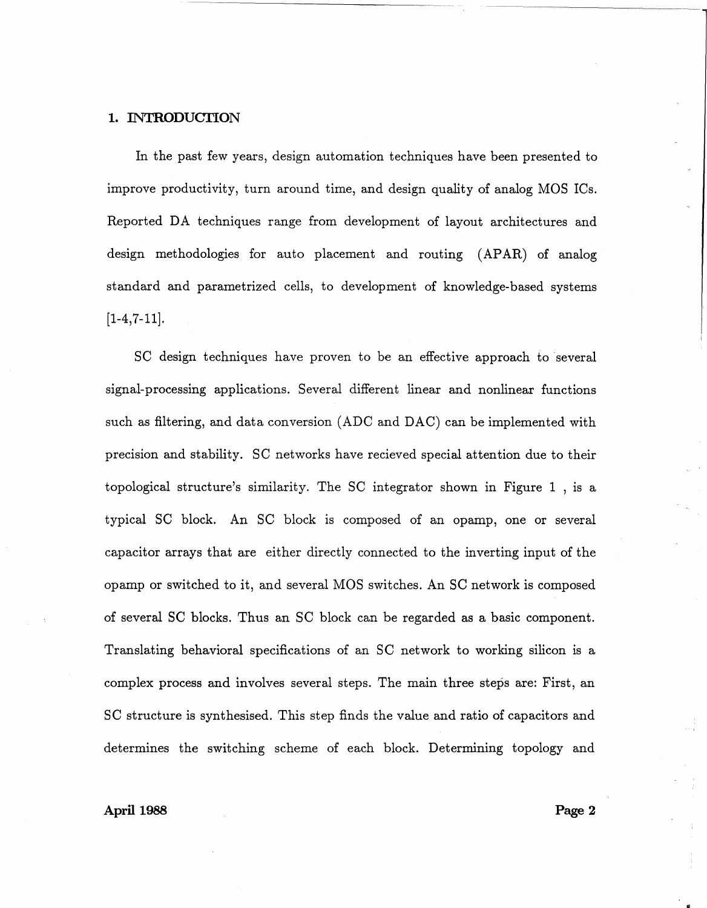## 1. INTRODUCTION

In the past few years, design automation techniques have been presented to improve productivity, turn around time, and design quality of analog MOS ICs. Reported DA techniques range from development of layout architectures and design methodologies for auto placement and routing (APAR) of analog standard and parametrized cells, to development of knowledge-based systems [1-4,7-11].

SC design techniques have proven to be an effective approach to several signal-processing applications. Several different linear and nonlinear functions such as filtering, and data conversion (ADC and DAC) can be implemented with precision and stability. SC networks have recieved special attention due to their topological structure's similarity. The SC integrator shown in Figure 1 , is a typical SC block. An SC block is composed of an opamp, one or several capacitor arrays that are either directly connected to the inverting input of the opamp or switched to it, and several MOS switches. An SC network is composed of several SC blocks. Thus an SC block can be regarded as a basic component. Translating behavioral specifications of an SC network to working silicon is a complex process and involves several steps. The main three steps are: First, an SC structure is synthesised. This step finds the value and ratio of capacitors and determines the switching scheme of each block. Determining topology and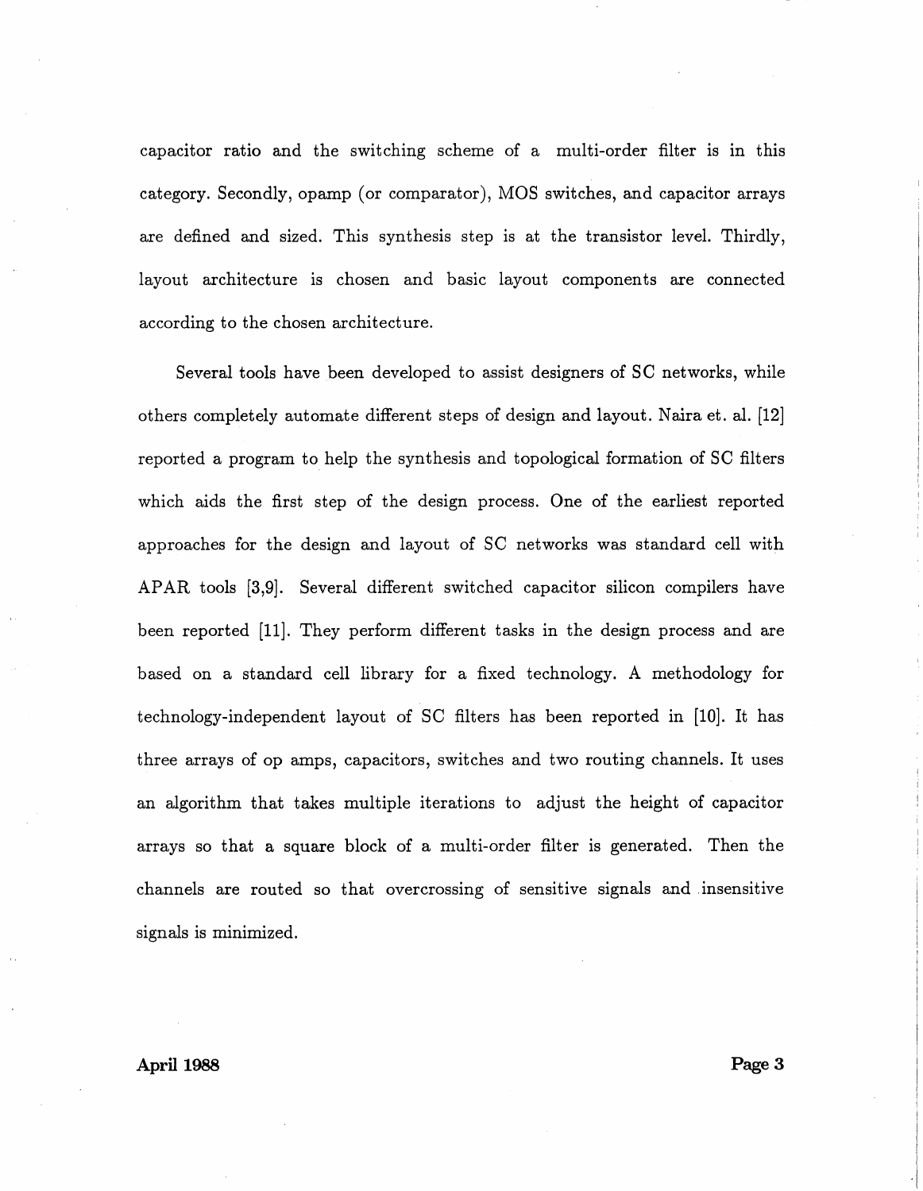capacitor ratio and the switching scheme of a multi-order filter is in this category. Secondly, opamp (or comparator), MOS switches, and capacitor arrays are defined and sized. This synthesis step is at the transistor level. Thirdly, layout architecture is chosen and basic layout components are connected according to the chosen architecture.

Several tools have been developed to assist designers of SC networks, while others completely automate different steps of design and layout. Naira et. al. [12] reported a program to help the synthesis and topological formation of SC filters which aids the first step of the design process. One of the earliest reported approaches for the design and layout of SC networks was standard cell with APAR tools [3,9]. Several different switched capacitor silicon compilers have been reported [11]. They perform different tasks in the design process and are based on a standard cell library for a fixed technology. A methodology for technology-independent layout of SC filters has been reported in [10]. It has three arrays of op amps, capacitors, switches and two routing channels. It uses an algorithm that takes multiple iterations to adjust the height of capacitor arrays so that a square block of a multi-order filter is generated. Then the channels are routed so that overcrossing of sensitive signals and insensitive signals is minimized.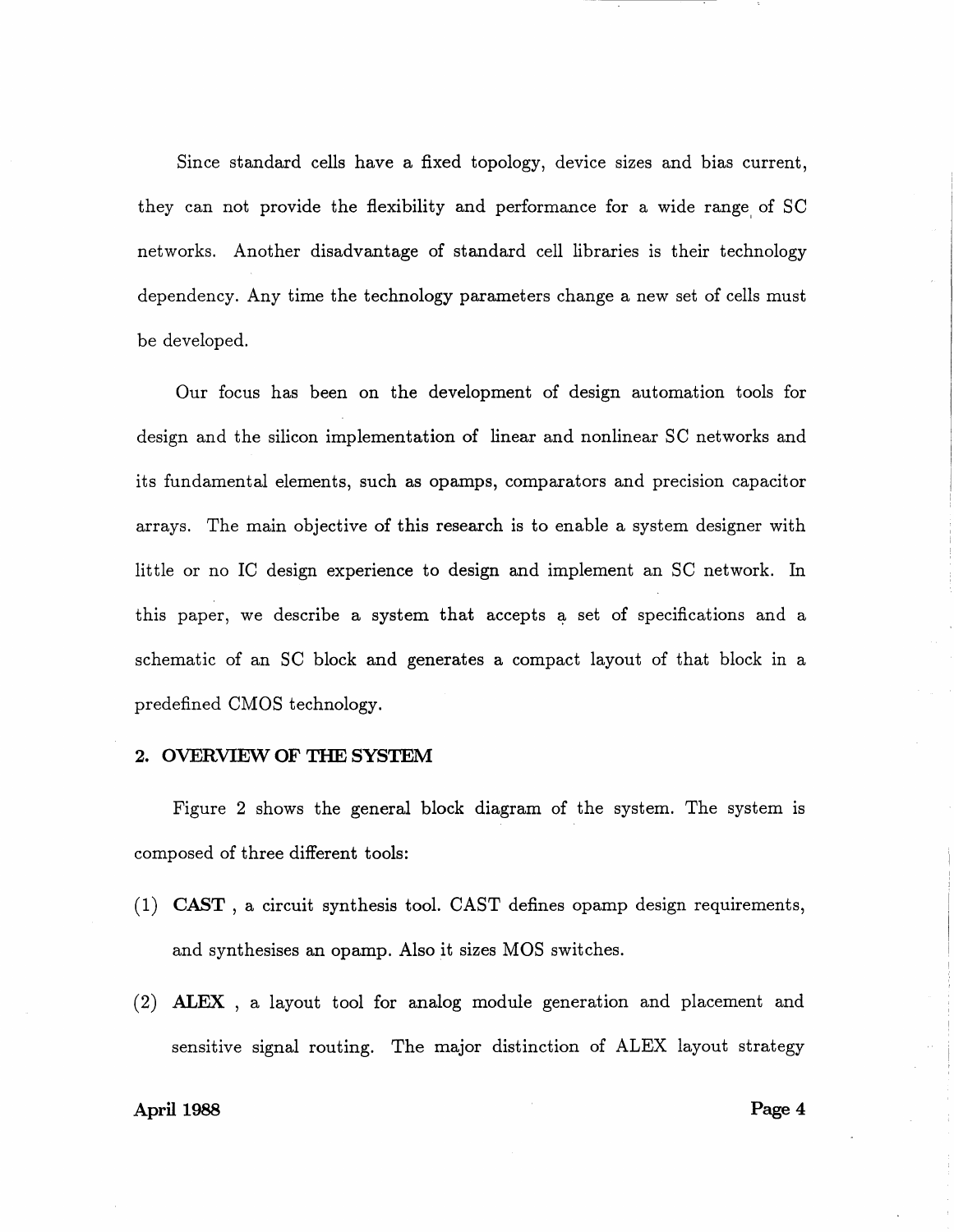Since standard cells have a fixed topology, device sizes and bias current, they can not provide the flexibility and performance for a wide range of SC networks. Another disadvantage of standard cell libraries is their technology dependency. Any time the technology parameters change a new set of cells must be developed.

Our focus has been on the development of design automation tools for design and the silicon implementation of linear and nonlinear SC networks and its fundamental elements, such as opamps, comparators and precision capacitor arrays. The main objective of this research is to enable a system designer with little or no IC design experience to design and implement an SC network. In this paper, we describe a system that accepts a set of specifications and a schematic of an SC block and generates a compact layout of that block in a predefined CMOS technology.

## 2. OVERVIEW OF THE SYSTEM

Figure 2 shows the general block diagram of the system. The system is composed of three different tools:

(1) **CAST** , a circuit synthesis tool. CAST defines opamp design requirements, and synthesises an opamp. Also it sizes MOS switches.

(2) **ALEX** , a layout tool for analog module generation and placement and sensitive signal routing. The major distinction of ALEX layout strategy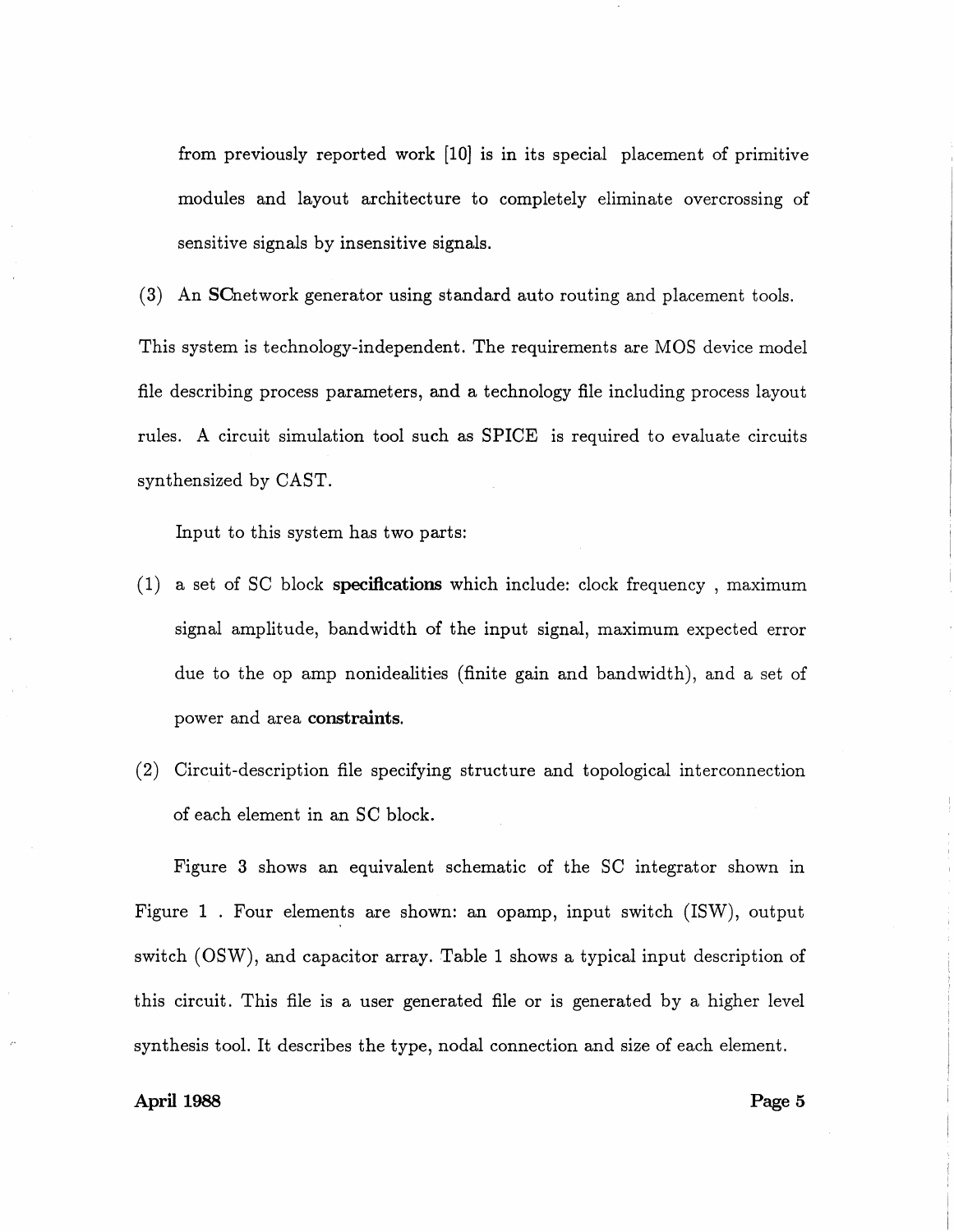from previously reported work [10] is in its special placement of primitive modules and layout architecture to completely eliminate overcrossing of sensitive signals by insensitive signals.

(3) An **SC**network generator using standard auto routing and placement tools.

This system is technology-independent. The requirements are MOS device model file describing process parameters, and a technology file including process layout rules. A circuit simulation tool such as SPICE is required to evaluate circuits synthensized by CAST.

Input to this system has two parts:

(1) a set of SC block **specifications** which include: clock frequency , maximum signal amplitude, bandwidth of the input signal, maximum expected error due to the op amp nonidealities (finite gain and bandwidth), and a set of power and area **constraints**.

(2) Circuit-description file specifying structure and topological interconnection of each element in an SC block.

Figure 3 shows an equivalent schematic of the SC integrator shown in Figure 1 . Four elements are shown: an opamp, input switch (ISW), output switch (OSW), and capacitor array. Table 1 shows a typical input description of this circuit. This file is a user generated file or is generated by a higher level synthesis tool. It describes the type, nodal connection and size of each element.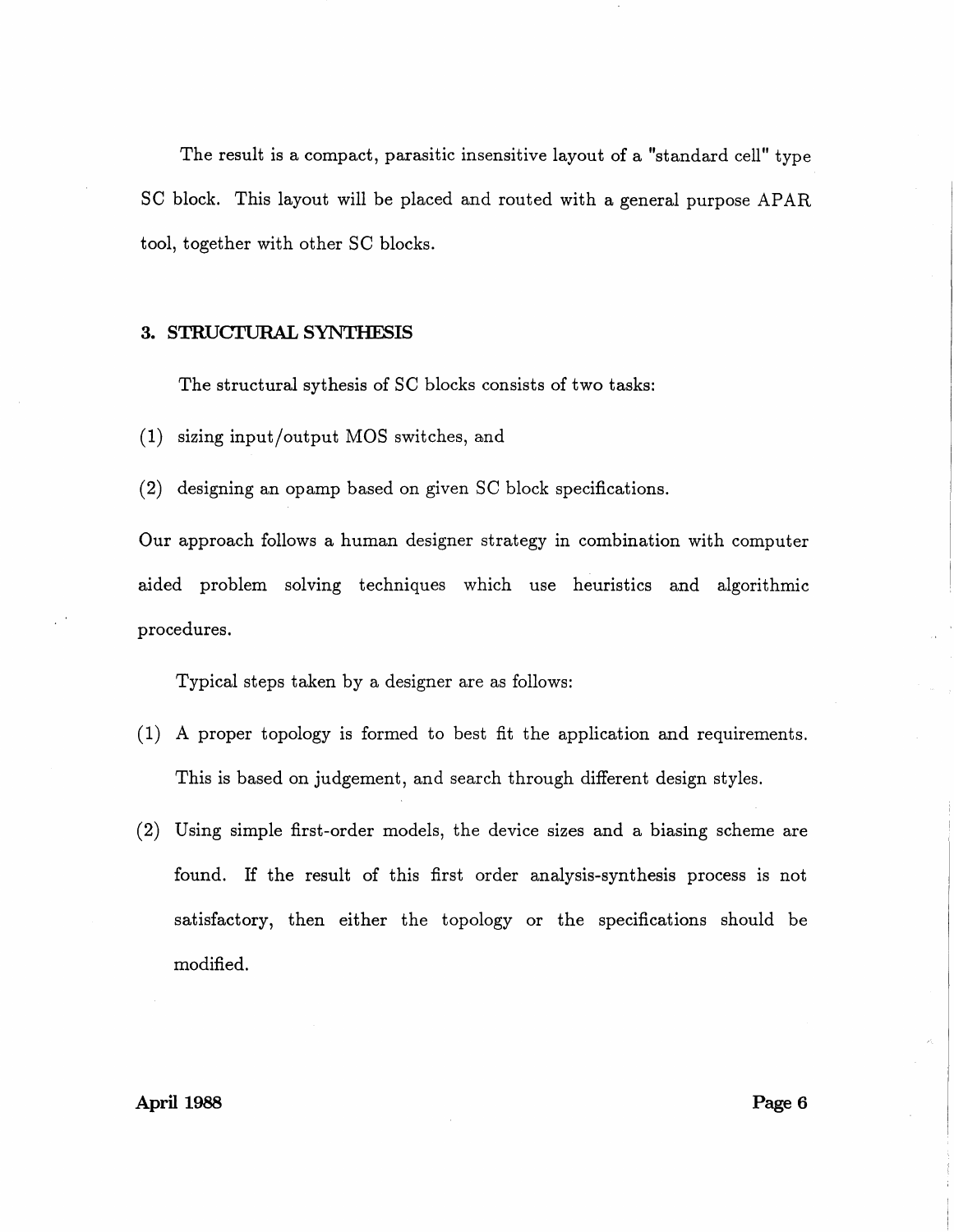The result is a compact, parasitic insensitive layout of a "standard cell" type SC block. This layout will be placed and routed with a general purpose APAR tool, together with other SC blocks.

## 3. STRUCTURAL SYNTHESIS

The structural sythesis of SC blocks consists of two tasks:

(1) sizing input/output MOS switches, and

(2) designing an opamp based on given SC block specifications.

Our approach follows a human designer strategy in combination with computer aided problem solving techniques which use heuristics and algorithmic procedures.

Typical steps taken by a designer are as follows:

(1) A proper topology is formed to best fit the application and requirements. This is based on judgement, and search through different design styles.

(2) Using simple first-order models, the device sizes and a biasing scheme are found. If the result of this first order analysis-synthesis process is not satisfactory, then either the topology or the specifications should be modified.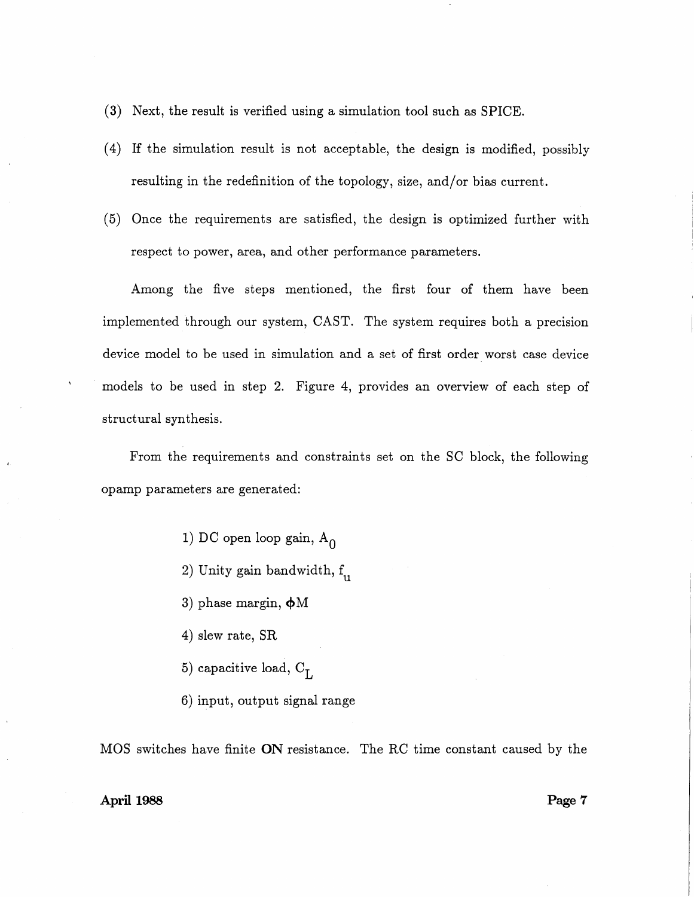(3) Next, the result is verified using a simulation tool such as SPICE.

(4) If the simulation result is not acceptable, the design is modified, possibly resulting in the redefinition of the topology, size, and/or bias current.

(5) Once the requirements are satisfied, the design is optimized further with respect to power, area, and other performance parameters.

Among the five steps mentioned, the first four of them have been implemented through our system, CAST. The system requires both a precision device model to be used in simulation and a set of first order worst case device models to be used in step 2. Figure 4, provides an overview of each step of structural synthesis.

From the requirements and constraints set on the SC block, the following opamp parameters are generated:

1) DC open loop gain, $A_0$

2) Unity gain bandwidth, $f_u$

3) phase margin, $\phi M$

4) slew rate, SR

5) capacitive load, $C_L$

6) input, output signal range

MOS switches have finite **ON** resistance. The RC time constant caused by the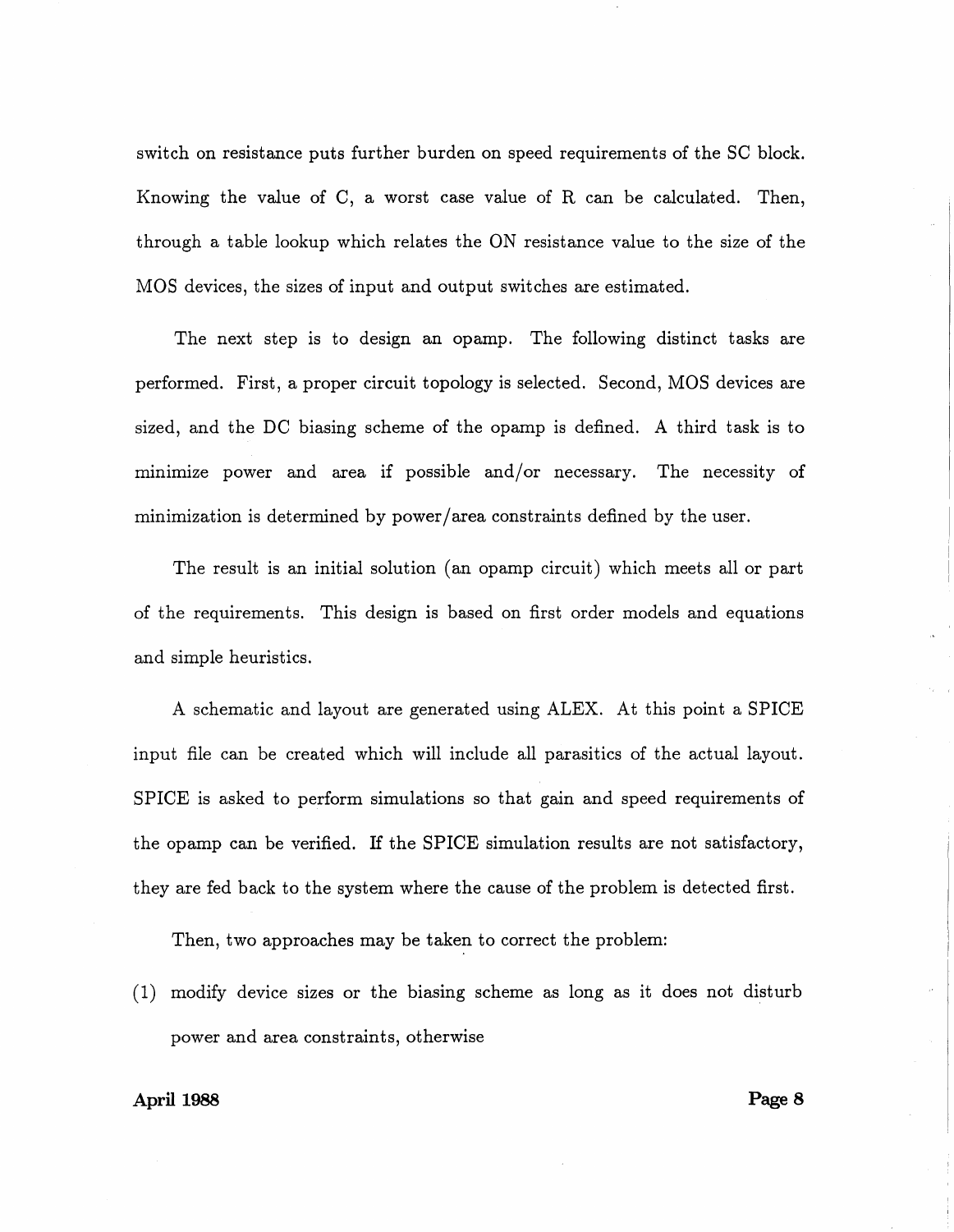switch on resistance puts further burden on speed requirements of the SC block. Knowing the value of C, a worst case value of R can be calculated. Then, through a table lookup which relates the ON resistance value to the size of the MOS devices, the sizes of input and output switches are estimated.

The next step is to design an opamp. The following distinct tasks are performed. First, a proper circuit topology is selected. Second, MOS devices are sized, and the DC biasing scheme of the opamp is defined. A third task is to minimize power and area if possible and/or necessary. The necessity of minimization is determined by power/area constraints defined by the user.

The result is an initial solution (an opamp circuit) which meets all or part of the requirements. This design is based on first order models and equations and simple heuristics.

A schematic and layout are generated using ALEX. At this point a SPICE input file can be created which will include all parasitics of the actual layout. SPICE is asked to perform simulations so that gain and speed requirements of the opamp can be verified. If the SPICE simulation results are not satisfactory, they are fed back to the system where the cause of the problem is detected first.

Then, two approaches may be taken to correct the problem:

(1) modify device sizes or the biasing scheme as long as it does not disturb power and area constraints, otherwise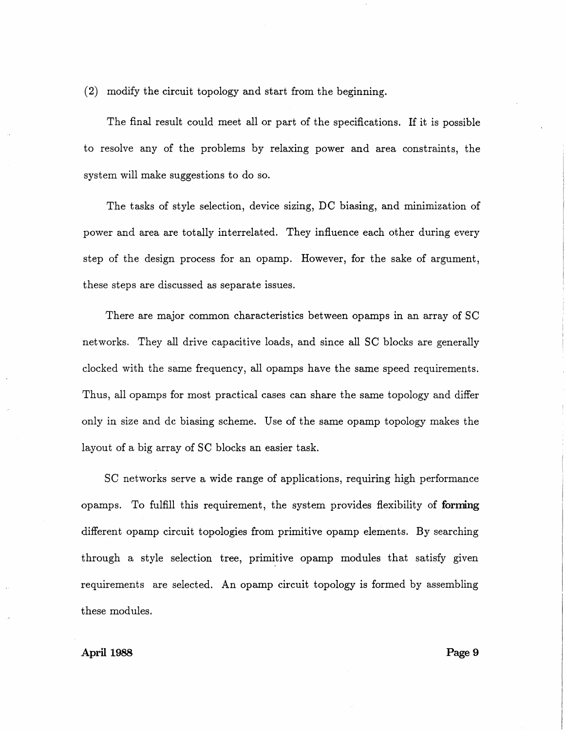(2) modify the circuit topology and start from the beginning.

The final result could meet all or part of the specifications. If it is possible to resolve any of the problems by relaxing power and area constraints, the system will make suggestions to do so.

The tasks of style selection, device sizing, DC biasing, and minimization of power and area are totally interrelated. They influence each other during every step of the design process for an opamp. However, for the sake of argument, these steps are discussed as separate issues.

There are major common characteristics between opamps in an array of SC networks. They all drive capacitive loads, and since all SC blocks are generally clocked with the same frequency, all opamps have the same speed requirements. Thus, all opamps for most practical cases can share the same topology and differ only in size and dc biasing scheme. Use of the same opamp topology makes the layout of a big array of SC blocks an easier task.

SC networks serve a wide range of applications, requiring high performance opamps. To fulfill this requirement, the system provides flexibility of **forming** different opamp circuit topologies from primitive opamp elements. By searching through a style selection tree, primitive opamp modules that satisfy given requirements are selected. An opamp circuit topology is formed by assembling these modules.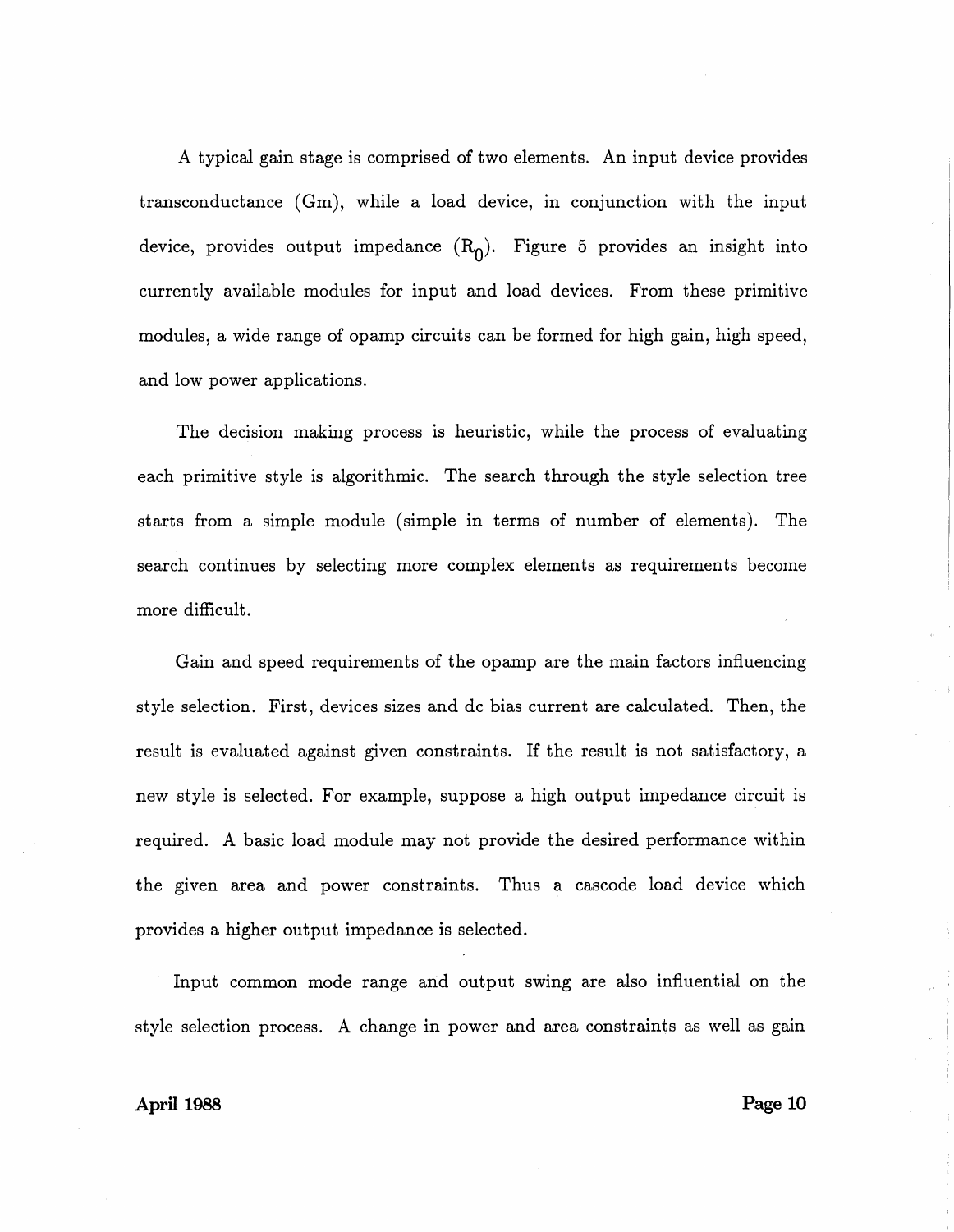A typical gain stage is comprised of two elements. An input device provides transconductance (Gm), while a load device, in conjunction with the input device, provides output impedance ($R_0$). Figure 5 provides an insight into currently available modules for input and load devices. From these primitive modules, a wide range of opamp circuits can be formed for high gain, high speed, and low power applications.

The decision making process is heuristic, while the process of evaluating each primitive style is algorithmic. The search through the style selection tree starts from a simple module (simple in terms of number of elements). The search continues by selecting more complex elements as requirements become more difficult.

Gain and speed requirements of the opamp are the main factors influencing style selection. First, devices sizes and dc bias current are calculated. Then, the result is evaluated against given constraints. If the result is not satisfactory, a new style is selected. For example, suppose a high output impedance circuit is required. A basic load module may not provide the desired performance within the given area and power constraints. Thus a cascode load device which provides a higher output impedance is selected.

Input common mode range and output swing are also influential on the style selection process. A change in power and area constraints as well as gain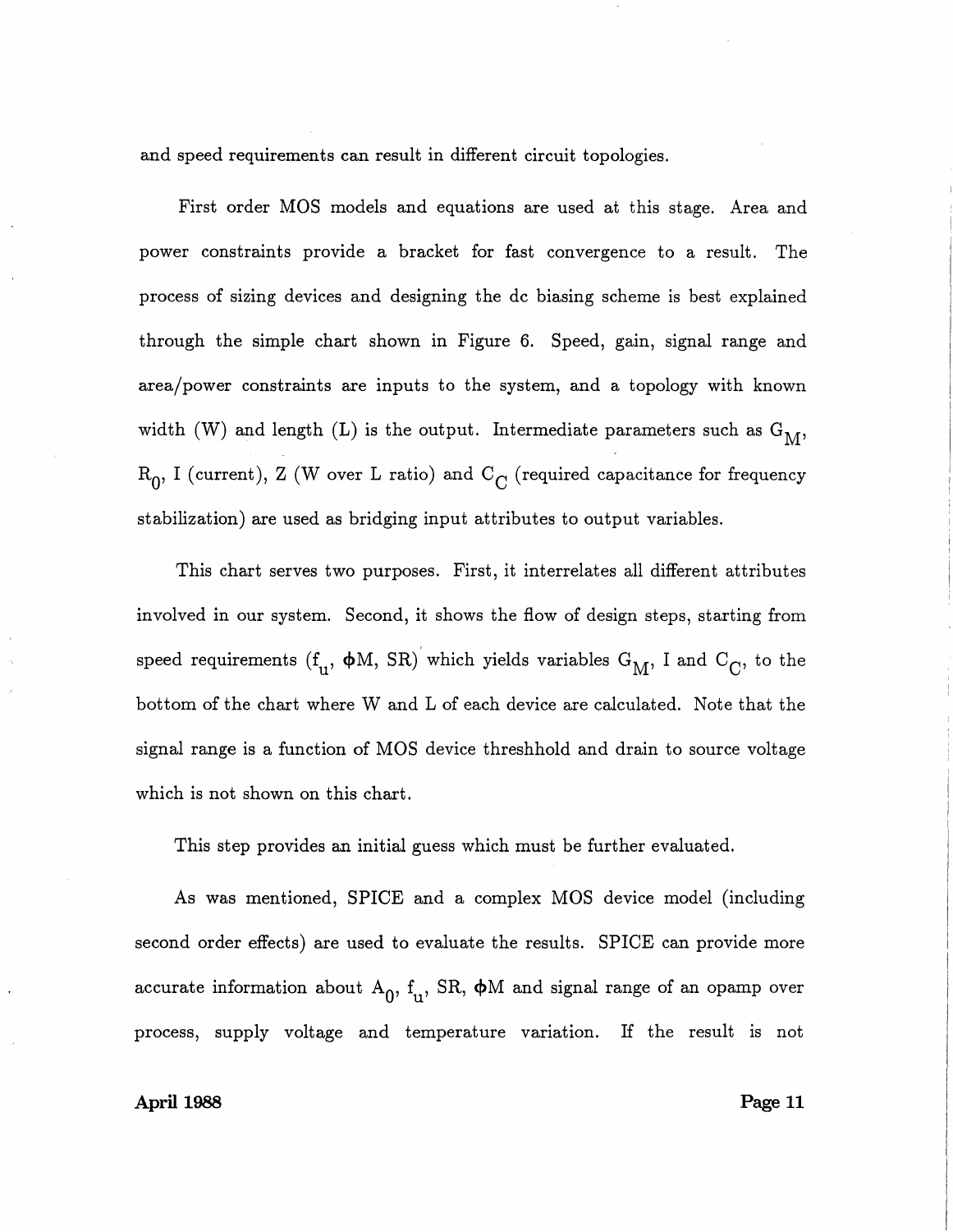and speed requirements can result in different circuit topologies.

First order MOS models and equations are used at this stage. Area and power constraints provide a bracket for fast convergence to a result. The process of sizing devices and designing the dc biasing scheme is best explained through the simple chart shown in Figure 6. Speed, gain, signal range and area/power constraints are inputs to the system, and a topology with known width (W) and length (L) is the output. Intermediate parameters such as $G_M$, $R_0$, I (current), Z (W over L ratio) and $C_C$ (required capacitance for frequency stabilization) are used as bridging input attributes to output variables.

This chart serves two purposes. First, it interrelates all different attributes involved in our system. Second, it shows the flow of design steps, starting from speed requirements ($f_u$, $\phi$M, SR) which yields variables $G_M$, I and $C_C$, to the bottom of the chart where W and L of each device are calculated. Note that the signal range is a function of MOS device threshhold and drain to source voltage which is not shown on this chart.

This step provides an initial guess which must be further evaluated.

As was mentioned, SPICE and a complex MOS device model (including second order effects) are used to evaluate the results. SPICE can provide more accurate information about $A_0$, $f_u$, SR, $\phi$M and signal range of an opamp over process, supply voltage and temperature variation. If the result is not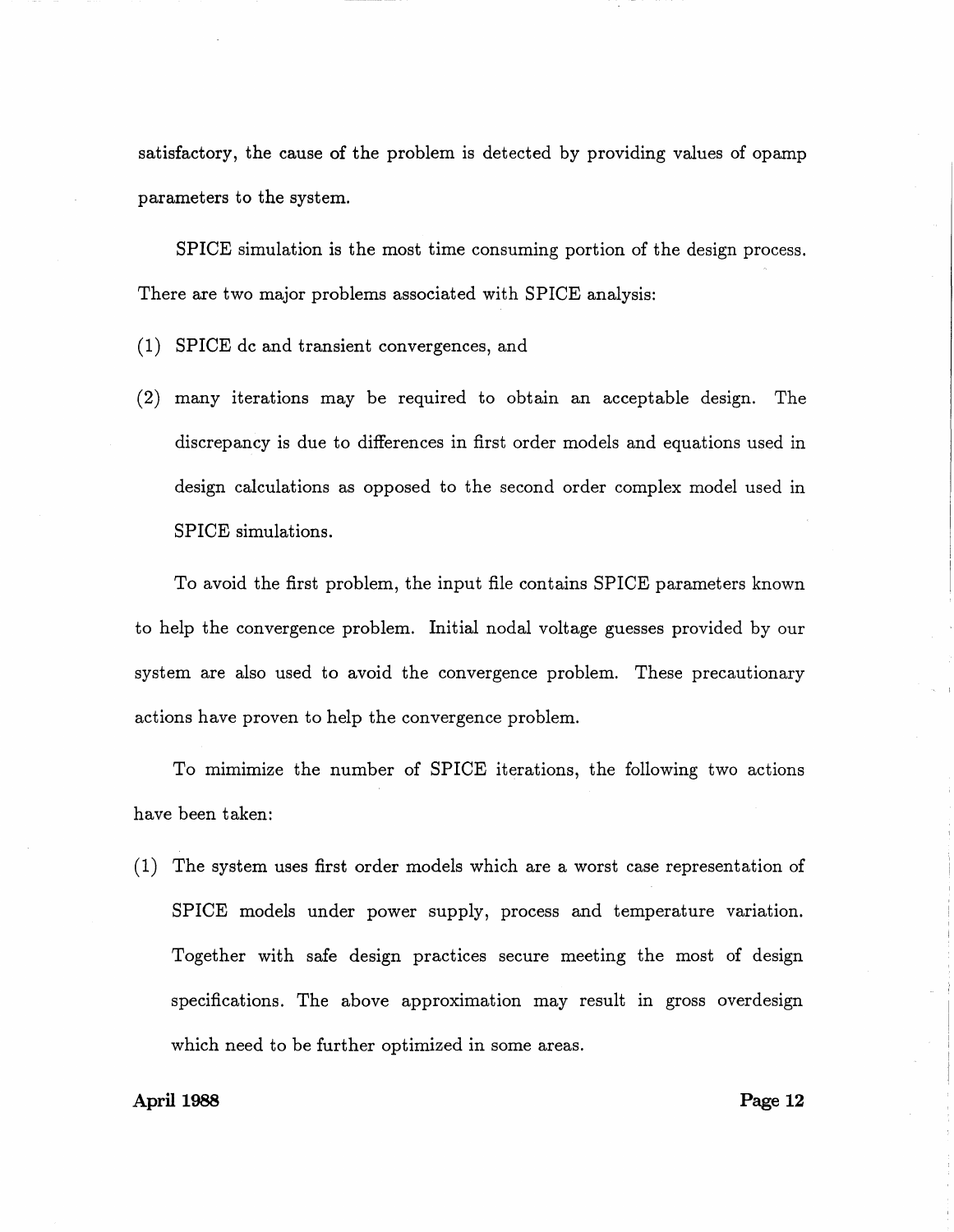satisfactory, the cause of the problem is detected by providing values of opamp parameters to the system.

SPICE simulation is the most time consuming portion of the design process. There are two major problems associated with SPICE analysis:

(1) SPICE dc and transient convergences, and

(2) many iterations may be required to obtain an acceptable design. The discrepancy is due to differences in first order models and equations used in design calculations as opposed to the second order complex model used in SPICE simulations.

To avoid the first problem, the input file contains SPICE parameters known to help the convergence problem. Initial nodal voltage guesses provided by our system are also used to avoid the convergence problem. These precautionary actions have proven to help the convergence problem.

To mimimize the number of SPICE iterations, the following two actions have been taken:

(1) The system uses first order models which are a worst case representation of SPICE models under power supply, process and temperature variation. Together with safe design practices secure meeting the most of design specifications. The above approximation may result in gross overdesign which need to be further optimized in some areas.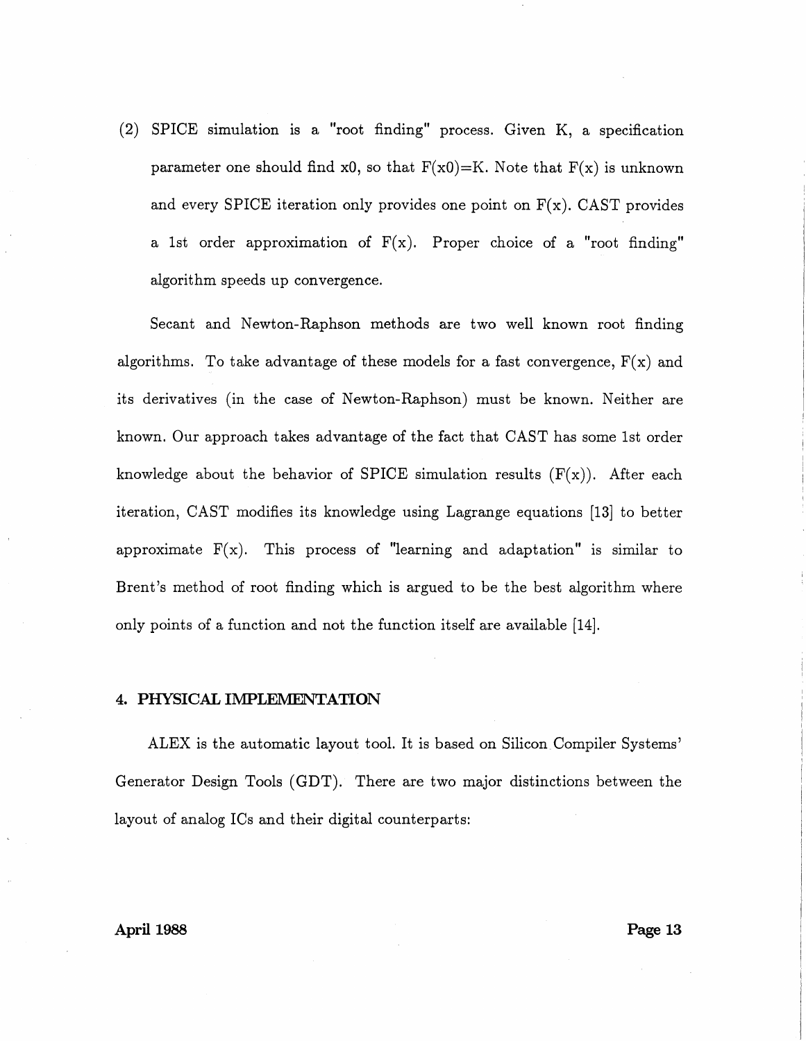(2) SPICE simulation is a "root finding" process. Given K, a specification parameter one should find x0, so that F(x0)=K. Note that F(x) is unknown and every SPICE iteration only provides one point on F(x). CAST provides a 1st order approximation of F(x). Proper choice of a "root finding" algorithm speeds up convergence.

Secant and Newton-Raphson methods are two well known root finding algorithms. To take advantage of these models for a fast convergence, F(x) and its derivatives (in the case of Newton-Raphson) must be known. Neither are known. Our approach takes advantage of the fact that CAST has some 1st order knowledge about the behavior of SPICE simulation results (F(x)). After each iteration, CAST modifies its knowledge using Lagrange equations [13] to better approximate F(x). This process of "learning and adaptation" is similar to Brent's method of root finding which is argued to be the best algorithm where only points of a function and not the function itself are available [14].

## 4. PHYSICAL IMPLEMENTATION

ALEX is the automatic layout tool. It is based on Silicon Compiler Systems' Generator Design Tools (GDT). There are two major distinctions between the layout of analog ICs and their digital counterparts: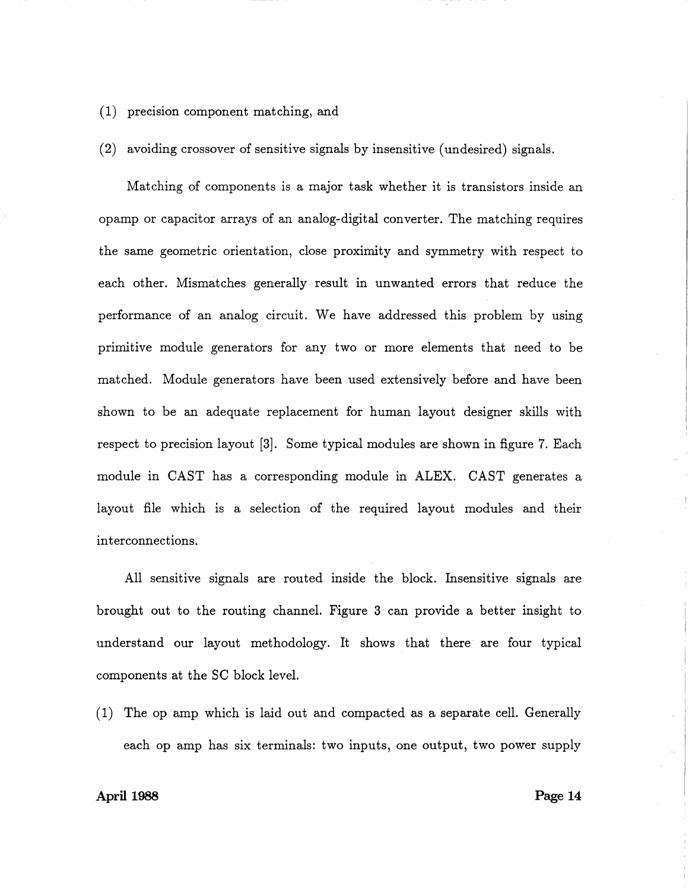(1) precision component matching, and

(2) avoiding crossover of sensitive signals by insensitive (undesired) signals.

Matching of components is a major task whether it is transistors inside an opamp or capacitor arrays of an analog-digital converter. The matching requires the same geometric orientation, close proximity and symmetry with respect to each other. Mismatches generally result in unwanted errors that reduce the performance of an analog circuit. We have addressed this problem by using primitive module generators for any two or more elements that need to be matched. Module generators have been used extensively before and have been shown to be an adequate replacement for human layout designer skills with respect to precision layout [3]. Some typical modules are shown in figure 7. Each module in CAST has a corresponding module in ALEX. CAST generates a layout file which is a selection of the required layout modules and their interconnections.

All sensitive signals are routed inside the block. Insensitive signals are brought out to the routing channel. Figure 3 can provide a better insight to understand our layout methodology. It shows that there are four typical components at the SC block level.

(1) The op amp which is laid out and compacted as a separate cell. Generally each op amp has six terminals: two inputs, one output, two power supply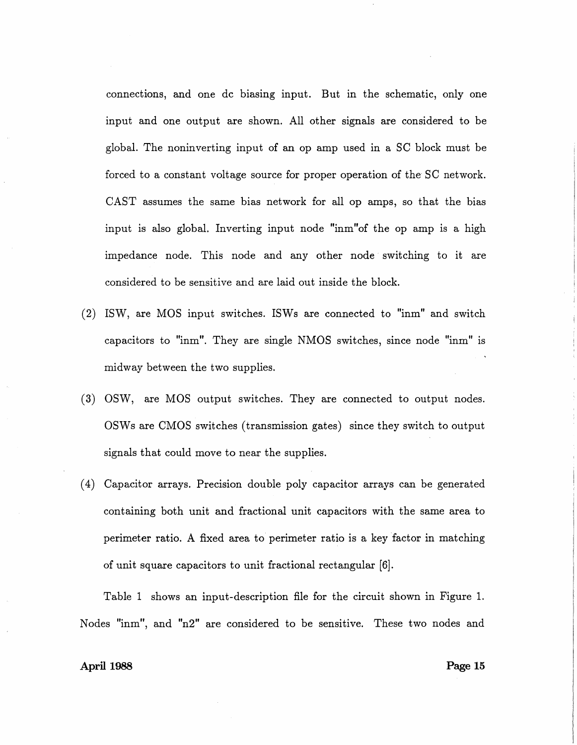connections, and one dc biasing input. But in the schematic, only one input and one output are shown. All other signals are considered to be global. The noninverting input of an op amp used in a SC block must be forced to a constant voltage source for proper operation of the SC network. CAST assumes the same bias network for all op amps, so that the bias input is also global. Inverting input node "inm"of the op amp is a high impedance node. This node and any other node switching to it are considered to be sensitive and are laid out inside the block.

(2) ISW, are MOS input switches. ISWs are connected to "inm" and switch capacitors to "inm". They are single NMOS switches, since node "inm" is midway between the two supplies.

(3) OSW, are MOS output switches. They are connected to output nodes. OSWs are CMOS switches (transmission gates) since they switch to output signals that could move to near the supplies.

(4) Capacitor arrays. Precision double poly capacitor arrays can be generated containing both unit and fractional unit capacitors with the same area to perimeter ratio. A fixed area to perimeter ratio is a key factor in matching of unit square capacitors to unit fractional rectangular [6].

Table 1 shows an input-description file for the circuit shown in Figure 1. Nodes "inm", and "n2" are considered to be sensitive. These two nodes and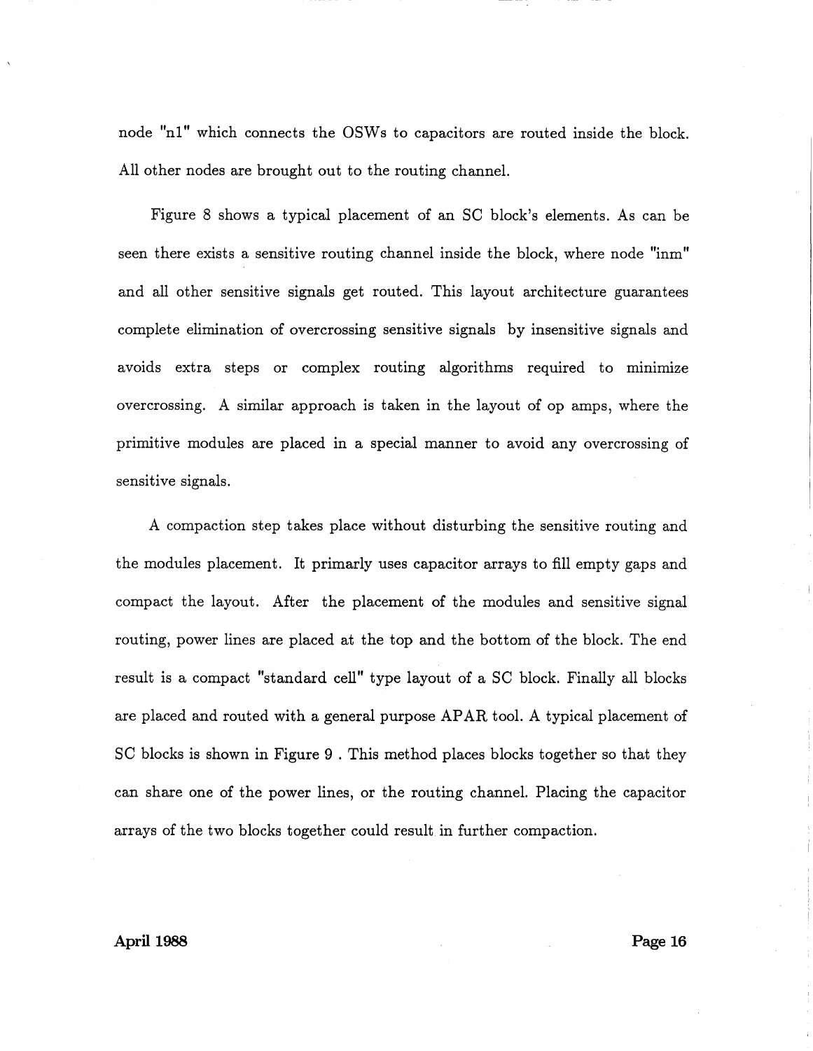node "n1" which connects the OSWs to capacitors are routed inside the block. All other nodes are brought out to the routing channel.

Figure 8 shows a typical placement of an SC block's elements. As can be seen there exists a sensitive routing channel inside the block, where node "inm" and all other sensitive signals get routed. This layout architecture guarantees complete elimination of overcrossing sensitive signals by insensitive signals and avoids extra steps or complex routing algorithms required to minimize overcrossing. A similar approach is taken in the layout of op amps, where the primitive modules are placed in a special manner to avoid any overcrossing of sensitive signals.

A compaction step takes place without disturbing the sensitive routing and the modules placement. It primarily uses capacitor arrays to fill empty gaps and compact the layout. After the placement of the modules and sensitive signal routing, power lines are placed at the top and the bottom of the block. The end result is a compact "standard cell" type layout of a SC block. Finally all blocks are placed and routed with a general purpose APAR tool. A typical placement of SC blocks is shown in Figure 9 . This method places blocks together so that they can share one of the power lines, or the routing channel. Placing the capacitor arrays of the two blocks together could result in further compaction.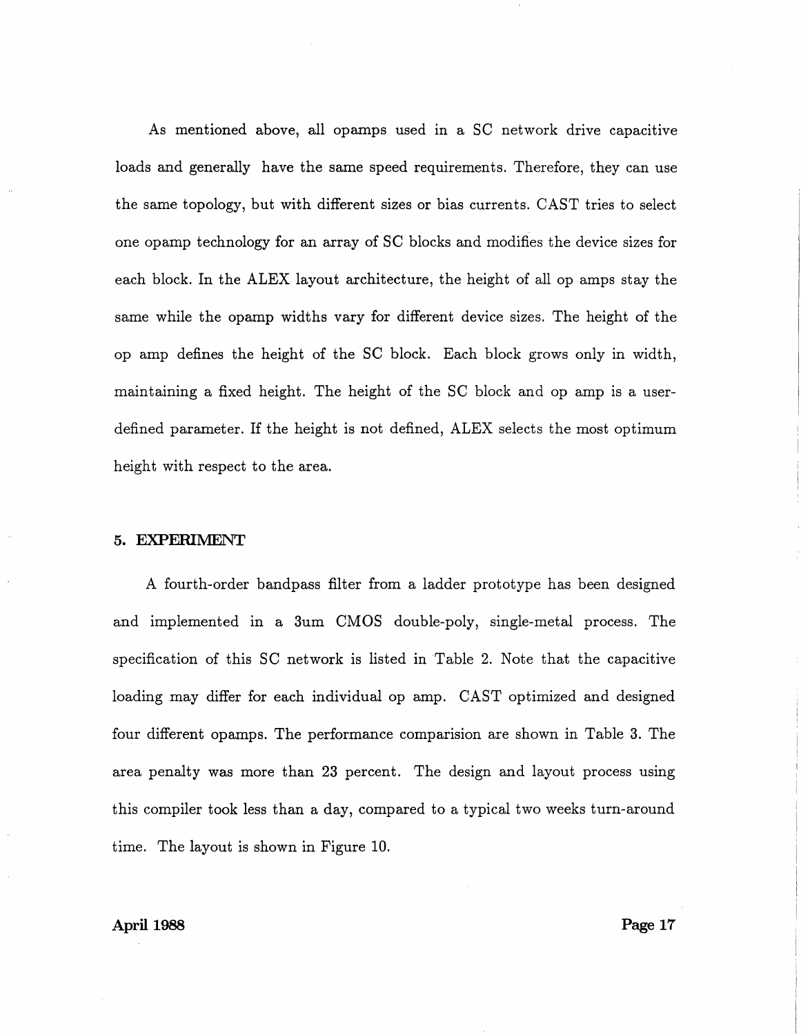As mentioned above, all opamps used in a SC network drive capacitive loads and generally have the same speed requirements. Therefore, they can use the same topology, but with different sizes or bias currents. CAST tries to select one opamp technology for an array of SC blocks and modifies the device sizes for each block. In the ALEX layout architecture, the height of all op amps stay the same while the opamp widths vary for different device sizes. The height of the op amp defines the height of the SC block. Each block grows only in width, maintaining a fixed height. The height of the SC block and op amp is a user-defined parameter. If the height is not defined, ALEX selects the most optimum height with respect to the area.

## 5. EXPERIMENT

A fourth-order bandpass filter from a ladder prototype has been designed and implemented in a 3um CMOS double-poly, single-metal process. The specification of this SC network is listed in Table 2. Note that the capacitive loading may differ for each individual op amp. CAST optimized and designed four different opamps. The performance comparision are shown in Table 3. The area penalty was more than 23 percent. The design and layout process using this compiler took less than a day, compared to a typical two weeks turn-around time. The layout is shown in Figure 10.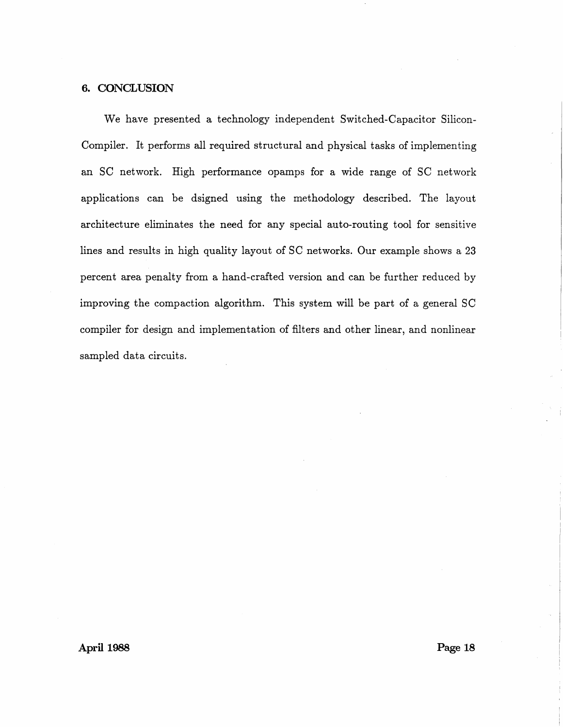## 6. CONCLUSION

We have presented a technology independent Switched-Capacitor Silicon-Compiler. It performs all required structural and physical tasks of implementing an SC network. High performance opamps for a wide range of SC network applications can be dsigned using the methodology described. The layout architecture eliminates the need for any special auto-routing tool for sensitive lines and results in high quality layout of SC networks. Our example shows a 23 percent area penalty from a hand-crafted version and can be further reduced by improving the compaction algorithm. This system will be part of a general SC compiler for design and implementation of filters and other linear, and nonlinear sampled data circuits.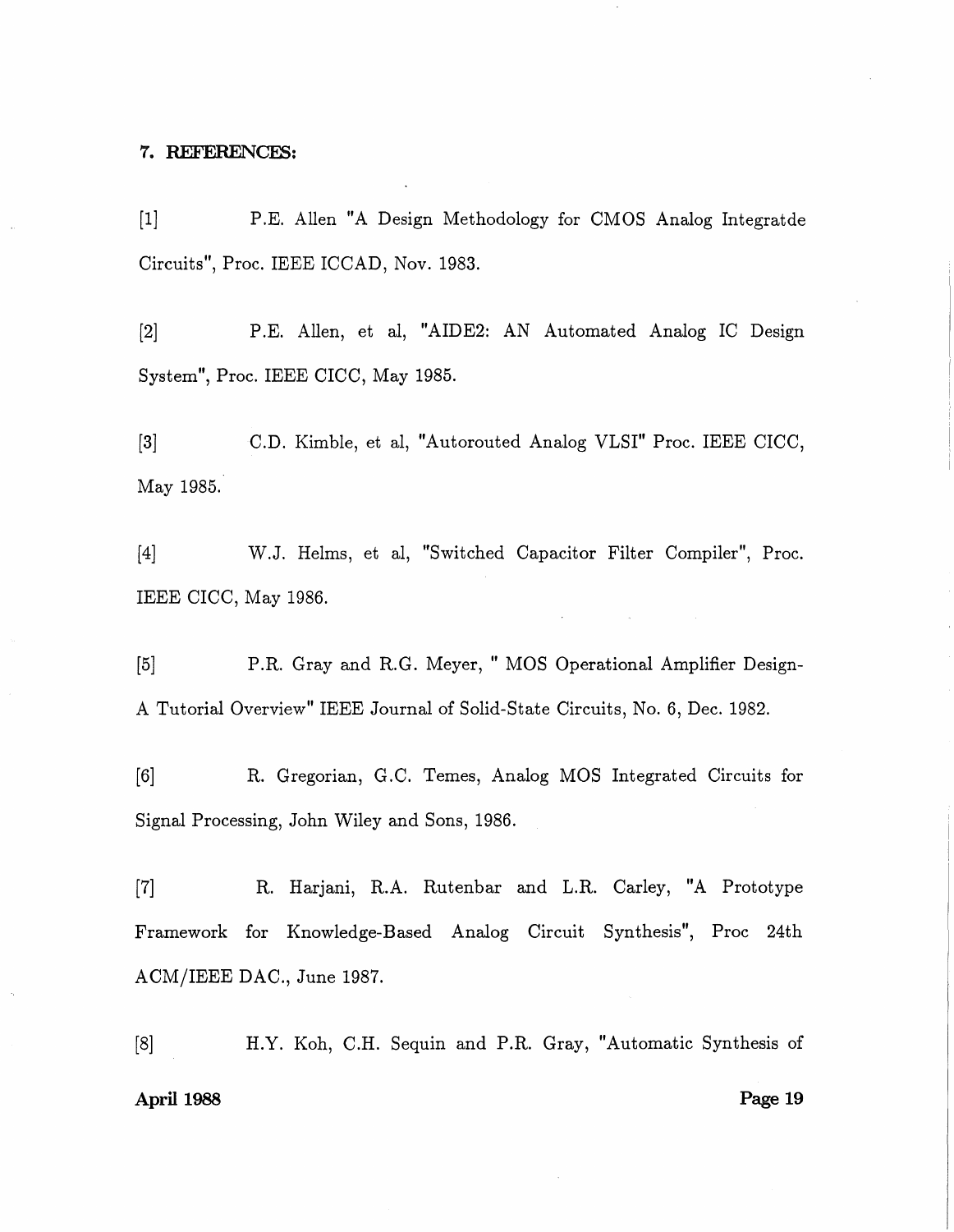### 7. REFERENCES:

[1] P.E. Allen "A Design Methodology for CMOS Analog Integratde Circuits", Proc. IEEE ICCAD, Nov. 1983.

[2] P.E. Allen, et al, "AIDE2: AN Automated Analog IC Design System", Proc. IEEE CICC, May 1985.

[3] C.D. Kimble, et al, "Autorouted Analog VLSI" Proc. IEEE CICC, May 1985.

[4] W.J. Helms, et al, "Switched Capacitor Filter Compiler", Proc. IEEE CICC, May 1986.

[5] P.R. Gray and R.G. Meyer, " MOS Operational Amplifier Design- A Tutorial Overview" IEEE Journal of Solid-State Circuits, No. 6, Dec. 1982.

[6] R. Gregorian, G.C. Temes, Analog MOS Integrated Circuits for Signal Processing, John Wiley and Sons, 1986.

[7] R. Harjani, R.A. Rutenbar and L.R. Carley, "A Prototype Framework for Knowledge-Based Analog Circuit Synthesis", Proc 24th ACM/IEEE DAC., June 1987.

[8] H.Y. Koh, C.H. Sequin and P.R. Gray, "Automatic Synthesis of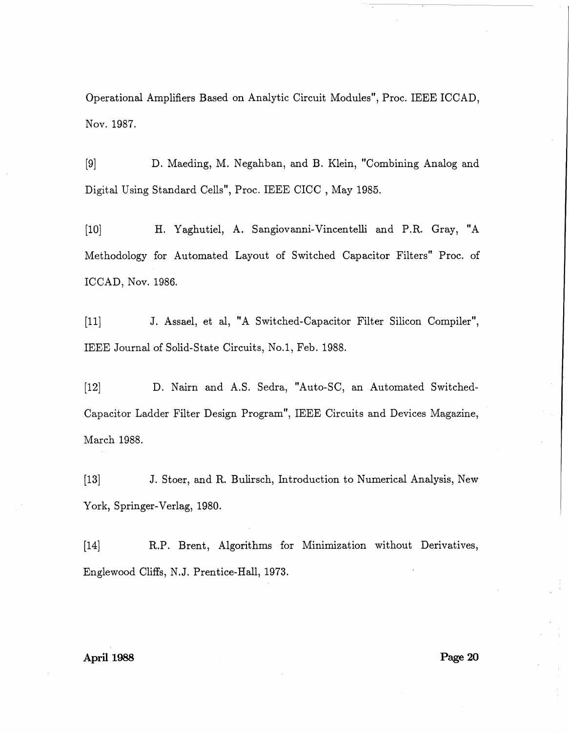Operational Amplifiers Based on Analytic Circuit Modules", Proc. IEEE ICCAD, Nov. 1987.

[9] D. Maeding, M. Negahban, and B. Klein, "Combining Analog and Digital Using Standard Cells", Proc. IEEE CICC , May 1985.

[10] H. Yaghutiel, A. Sangiovanni-Vincentelli and P.R. Gray, "A Methodology for Automated Layout of Switched Capacitor Filters" Proc. of ICCAD, Nov. 1986.

[11] J. Assael, et al, "A Switched-Capacitor Filter Silicon Compiler", IEEE Journal of Solid-State Circuits, No.1, Feb. 1988.

[12] D. Nairn and A.S. Sedra, "Auto-SC, an Automated Switched-Capacitor Ladder Filter Design Program", IEEE Circuits and Devices Magazine, March 1988.

[13] J. Stoer, and R. Bulirsch, Introduction to Numerical Analysis, New York, Springer-Verlag, 1980.

[14] R.P. Brent, Algorithms for Minimization without Derivatives, Englewood Cliffs, N.J. Prentice-Hall, 1973.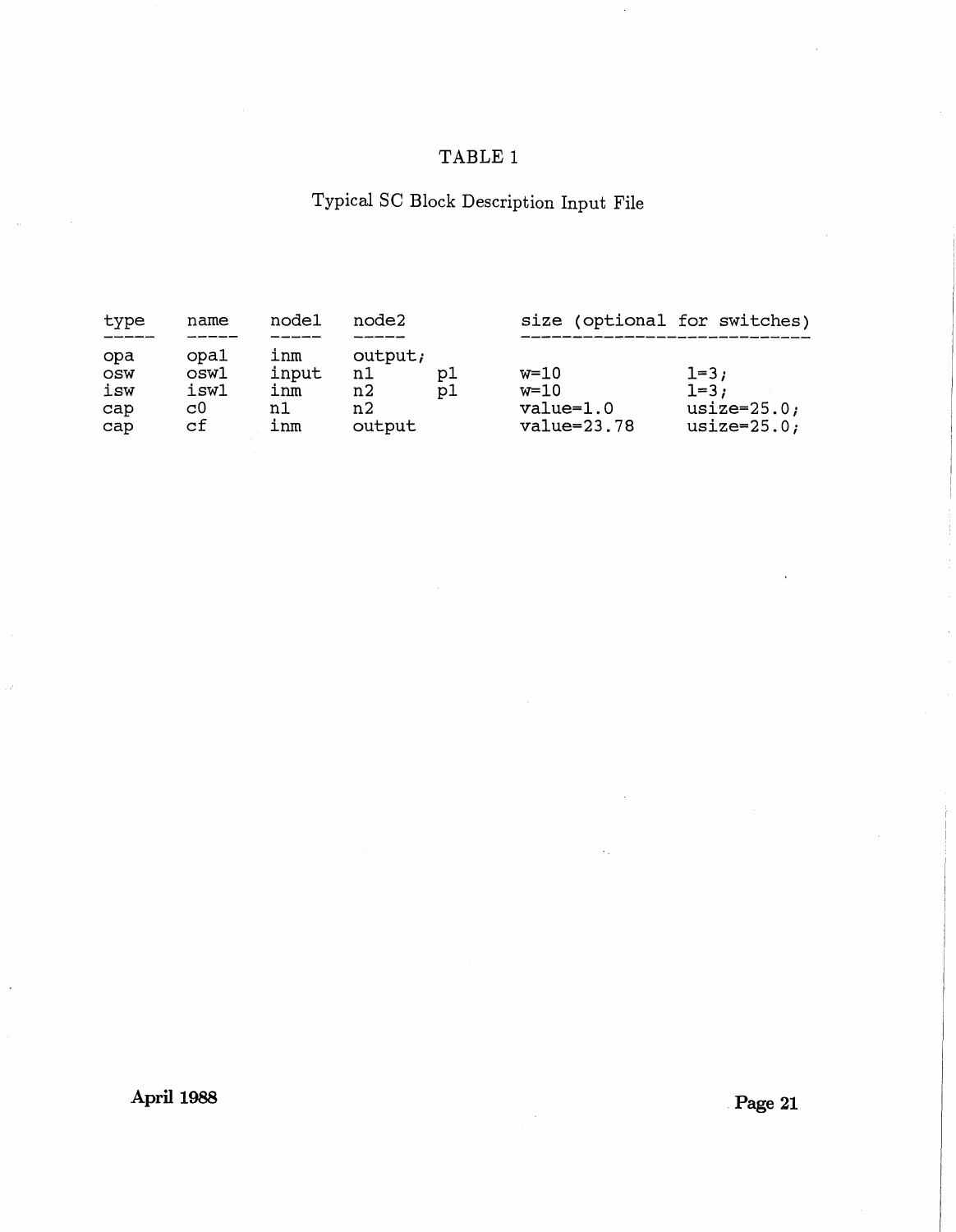# TABLE 1

## Typical SC Block Description Input File

```
type    name    node1   node2                   size (optional for switches)
-----   -----   -----   -----                   ----------------------------
opa     opa1    inm     output;
osw     osw1    input   n1      p1              w=10            l=3;
isw     isw1    inm     n2      p1              w=10            l=3;
cap     c0      n1      n2                      value=1.0       usize=25.0;
cap     cf      inm     output                  value=23.78     usize=25.0;
```

April 1988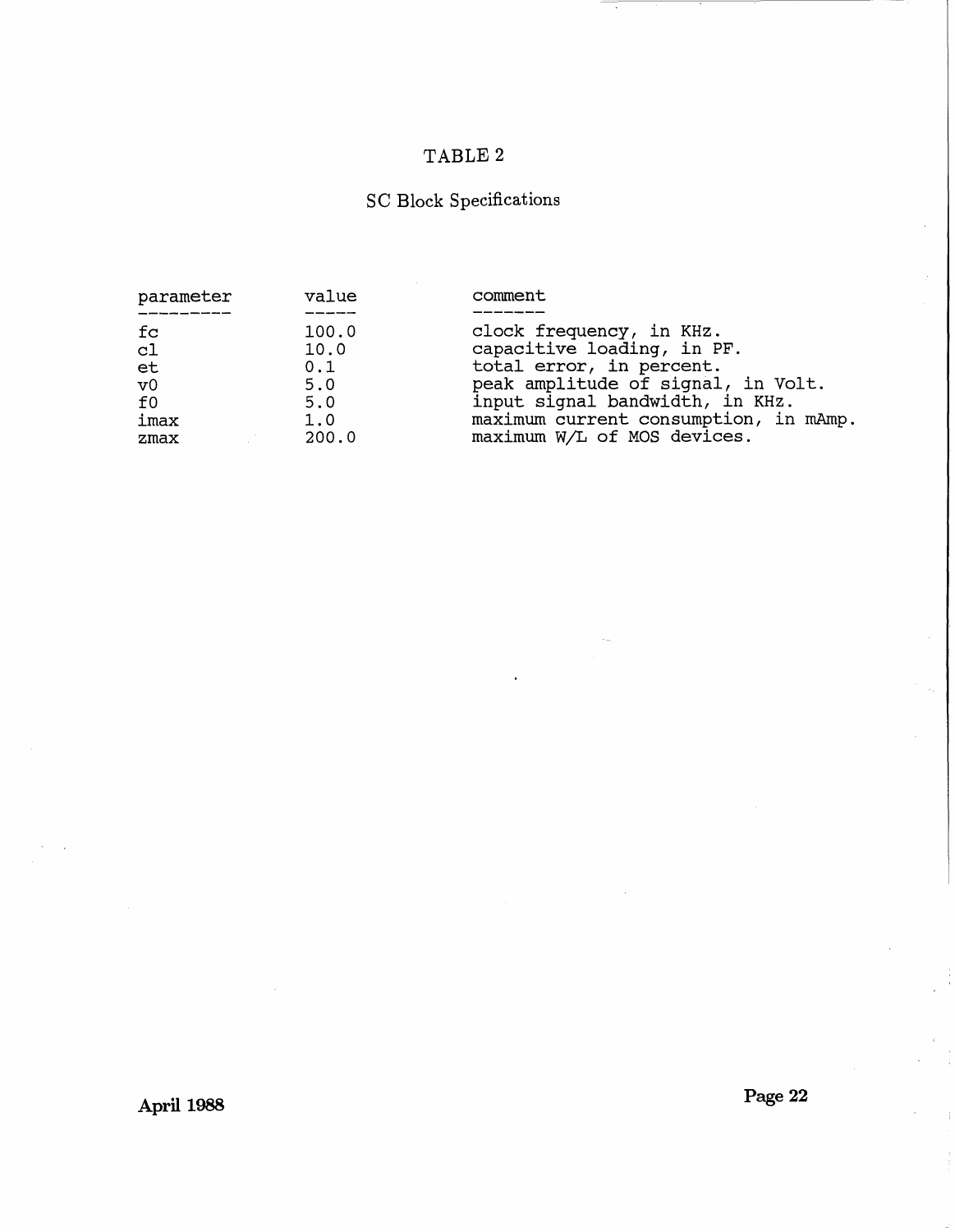# TABLE 2

## SC Block Specifications

| parameter | value | comment |
|---|---|---|
| fc | 100.0 | clock frequency, in KHz. |
| cl | 10.0 | capacitive loading, in PF. |
| et | 0.1 | total error, in percent. |
| v0 | 5.0 | peak amplitude of signal, in Volt. |
| f0 | 5.0 | input signal bandwidth, in KHz. |
| imax | 1.0 | maximum current consumption, in mAmp. |
| zmax | 200.0 | maximum W/L of MOS devices. |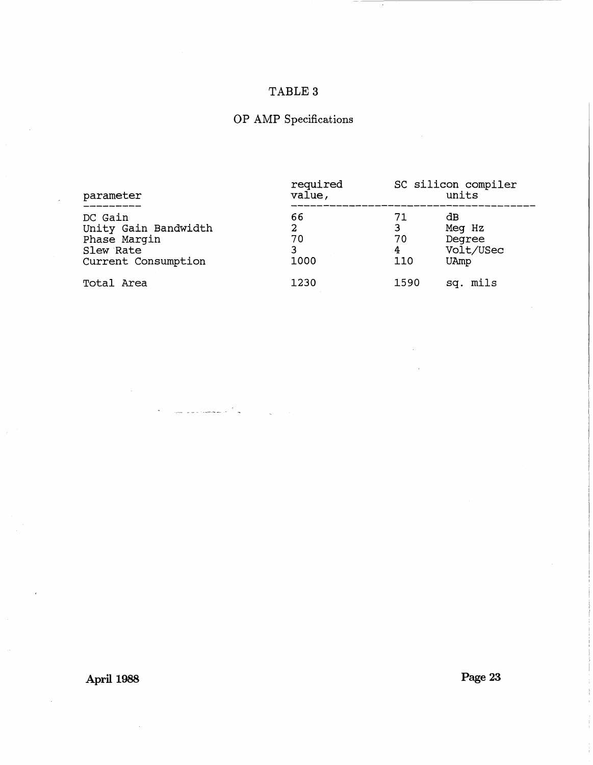# TABLE 3

## OP AMP Specifications

| parameter | required value, | SC silicon compiler | units |
|---|---|---|---|
| DC Gain | 66 | 71 | dB |
| Unity Gain Bandwidth | 2 | 3 | Meg Hz |
| Phase Margin | 70 | 70 | Degree |
| Slew Rate | 3 | 4 | Volt/USec |
| Current Consumption | 1000 | 110 | UAmp |
| Total Area | 1230 | 1590 | sq. mils |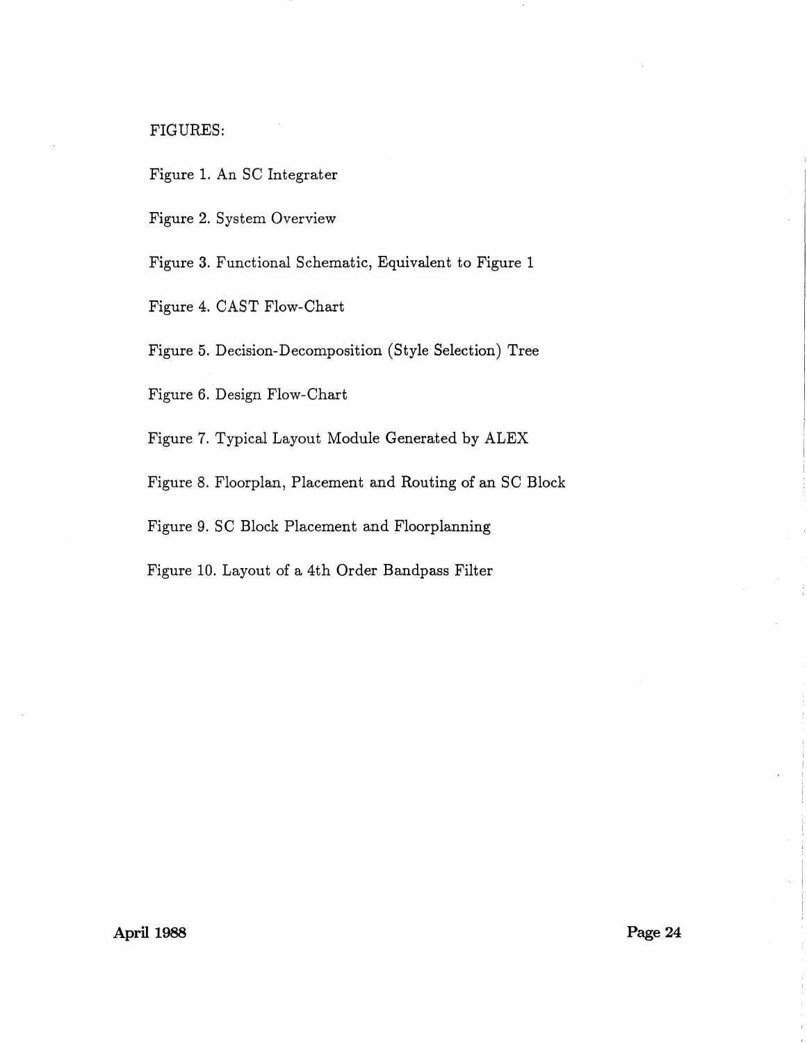FIGURES:

Figure 1. An SC Integrater

Figure 2. System Overview

Figure 3. Functional Schematic, Equivalent to Figure 1

Figure 4. CAST Flow-Chart

Figure 5. Decision-Decomposition (Style Selection) Tree

Figure 6. Design Flow-Chart

Figure 7. Typical Layout Module Generated by ALEX

Figure 8. Floorplan, Placement and Routing of an SC Block

Figure 9. SC Block Placement and Floorplanning

Figure 10. Layout of a 4th Order Bandpass Filter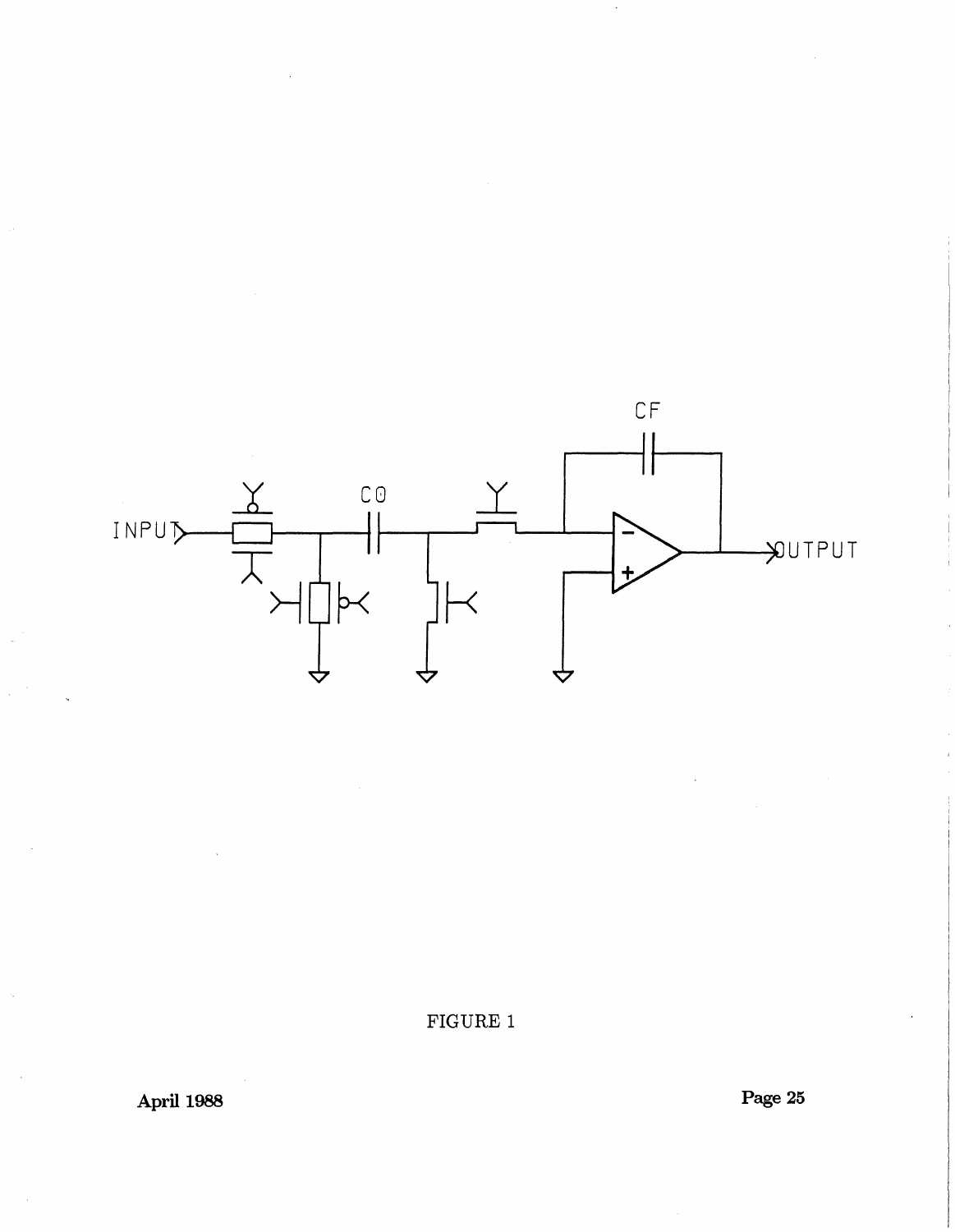INPUT

CO

CF

OUTPUT

FIGURE 1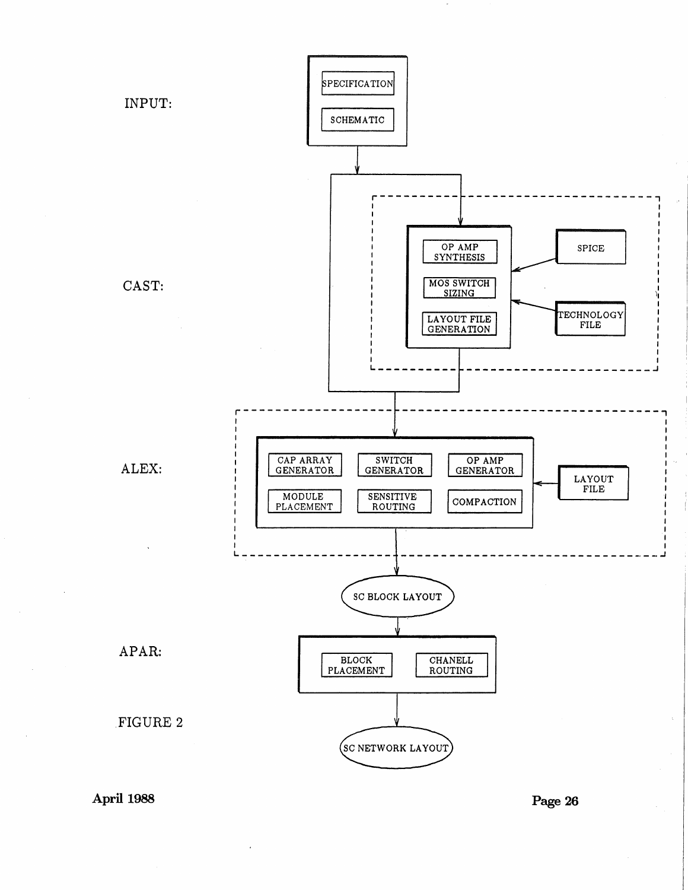INPUT:

- SPECIFICATION
- SCHEMATIC

CAST:

- OP AMP SYNTHESIS
- MOS SWITCH SIZING
- LAYOUT FILE GENERATION
- SPICE
- TECHNOLOGY FILE

ALEX:

- CAP ARRAY GENERATOR
- SWITCH GENERATOR
- OP AMP GENERATOR
- MODULE PLACEMENT
- SENSITIVE ROUTING
- COMPACTION
- LAYOUT FILE

SC BLOCK LAYOUT

APAR:

- BLOCK PLACEMENT
- CHANELL ROUTING

SC NETWORK LAYOUT

FIGURE 2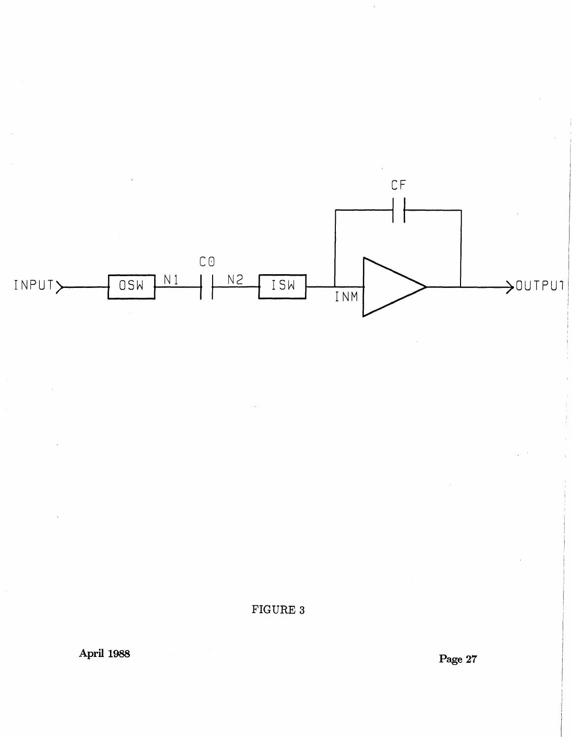FIGURE 3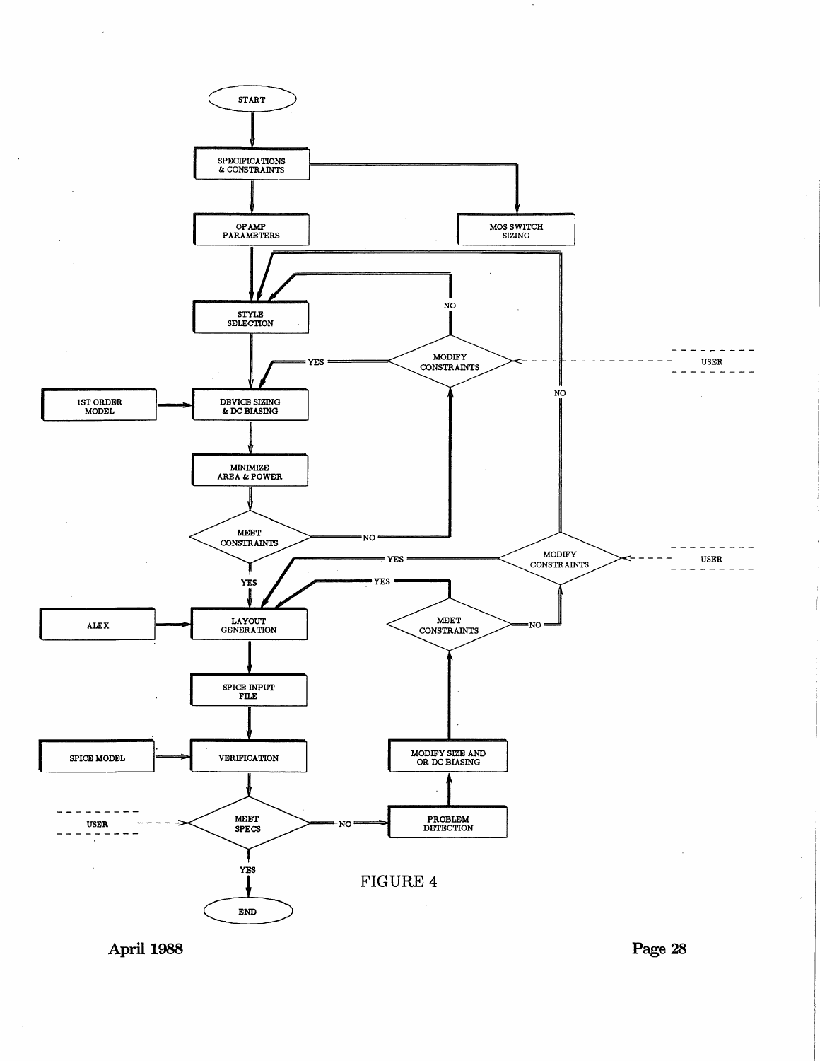START

SPECIFICATIONS & CONSTRAINTS

OP AMP PARAMETERS

MOS SWITCH SIZING

STYLE SELECTION

NO

MODIFY CONSTRAINTS

YES

USER

1ST ORDER MODEL

DEVICE SIZING & DC BIASING

NO

MINIMIZE AREA & POWER

MEET CONSTRAINTS

NO

YES

MODIFY CONSTRAINTS

USER

YES

YES

ALEX

LAYOUT GENERATION

MEET CONSTRAINTS

NO

SPICE INPUT FILE

SPICE MODEL

VERIFICATION

MODIFY SIZE AND OR DC BIASING

USER

MEET SPECS

NO

PROBLEM DETECTION

YES

END

FIGURE 4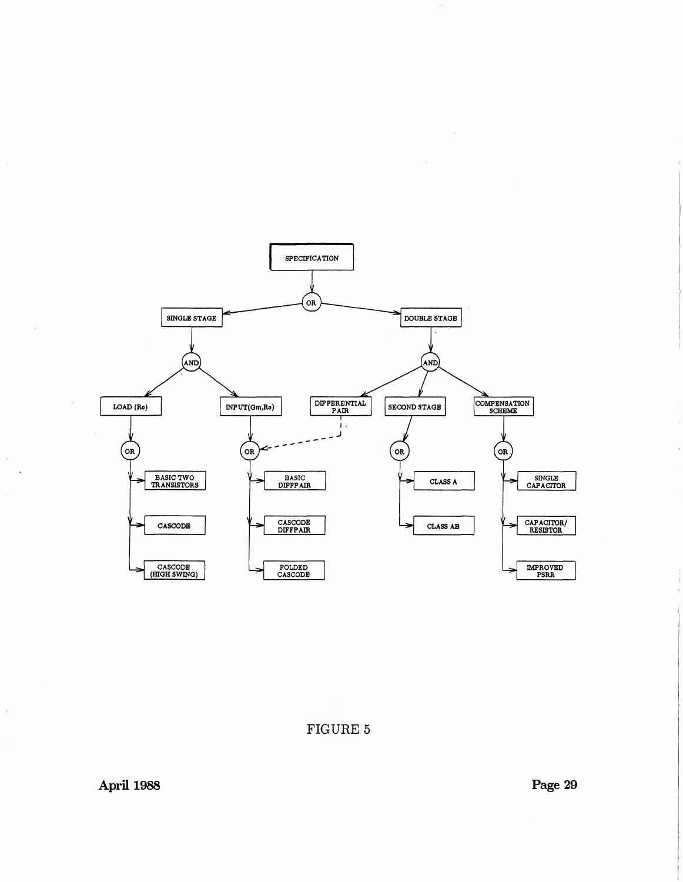- SPECIFICATION
  - OR
    - SINGLE STAGE
      - AND
        - LOAD (Ro)
          - OR
            - BASIC TWO TRANSISTORS
            - CASCODE
            - CASCODE (HIGH SWING)
        - INPUT(Gm,Ro)
          - OR
            - BASIC DIFFPAIR
            - CASCODE DIFFPAIR
            - FOLDED CASCODE
    - DOUBLE STAGE
      - AND
        - DIFFERENTIAL PAIR (dashed link to the INPUT(Gm,Ro) OR options)
        - SECOND STAGE
          - OR
            - CLASS A
            - CLASS AB
        - COMPENSATION SCHEME
          - OR
            - SINGLE CAPACITOR
            - CAPACITOR/ RESISTOR
            - IMPROVED PSRR

FIGURE 5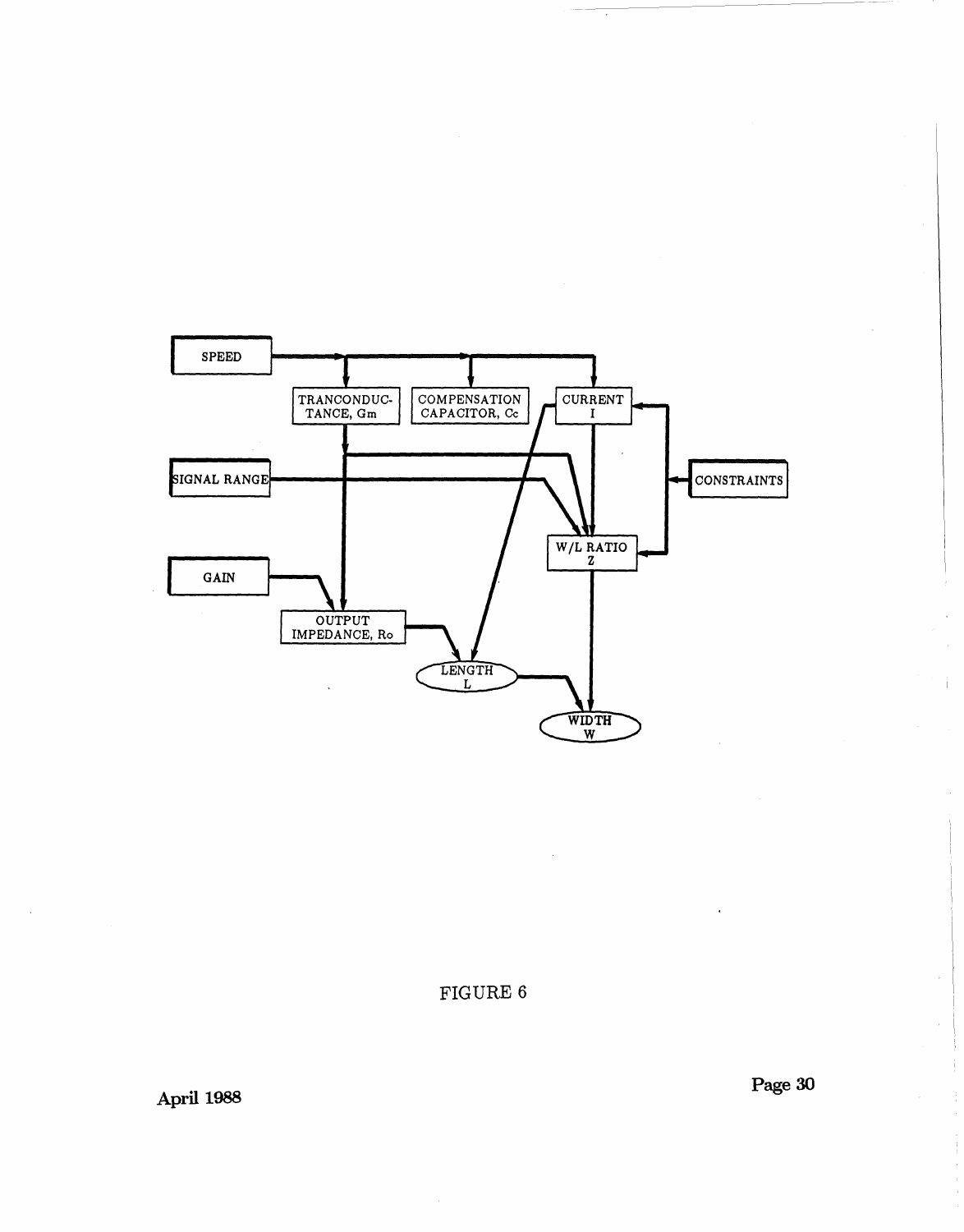FIGURE 6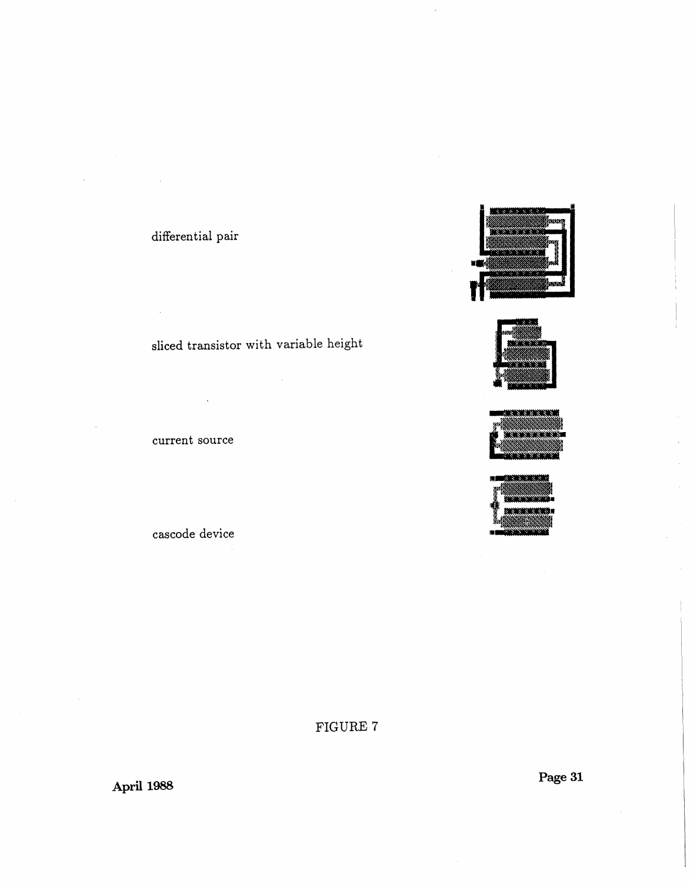differential pair

sliced transistor with variable height

current source

cascode device

FIGURE 7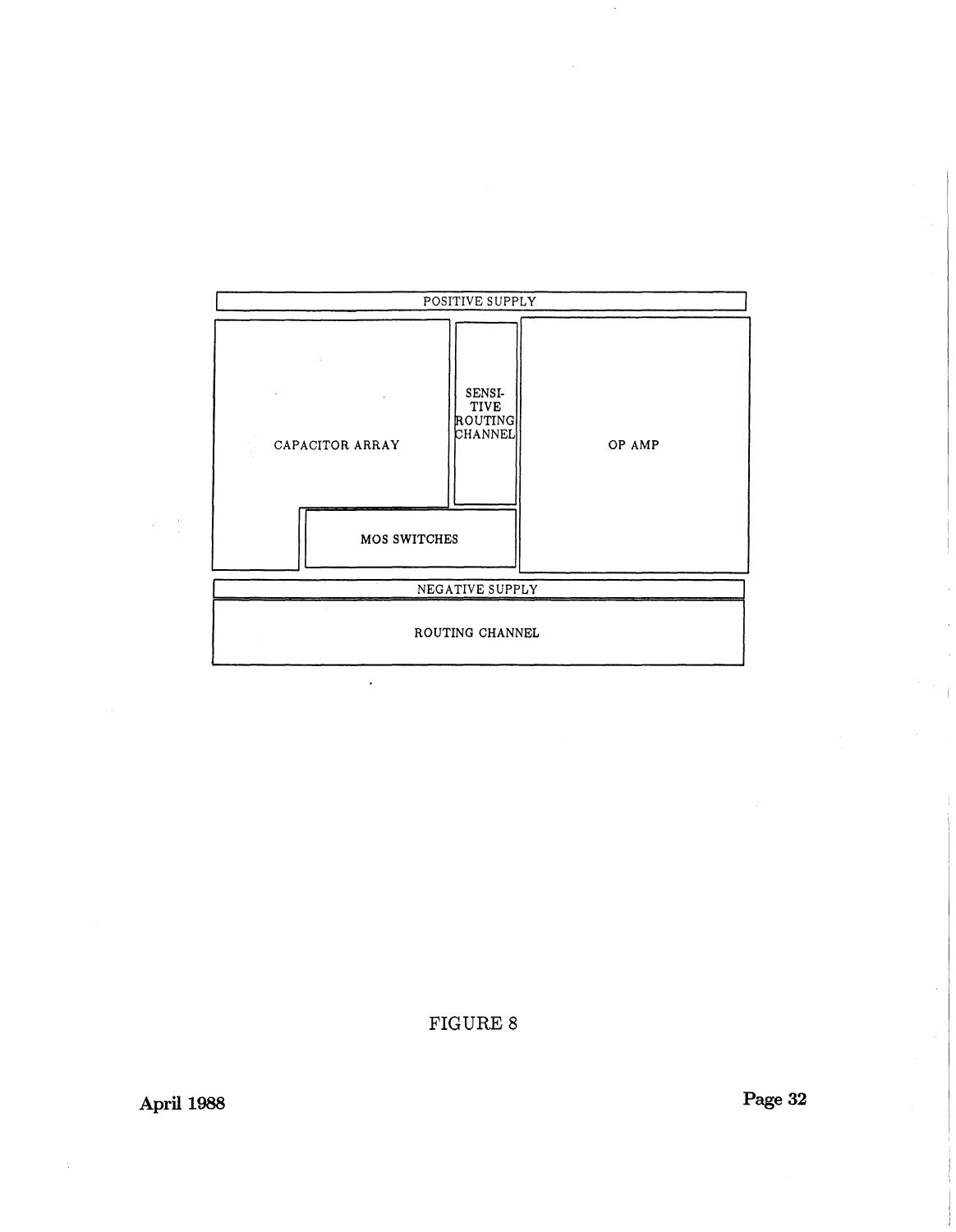POSITIVE SUPPLY

CAPACITOR ARRAY

SENSI-
TIVE
ROUTING
CHANNEL

OP AMP

MOS SWITCHES

NEGATIVE SUPPLY

ROUTING CHANNEL

FIGURE 8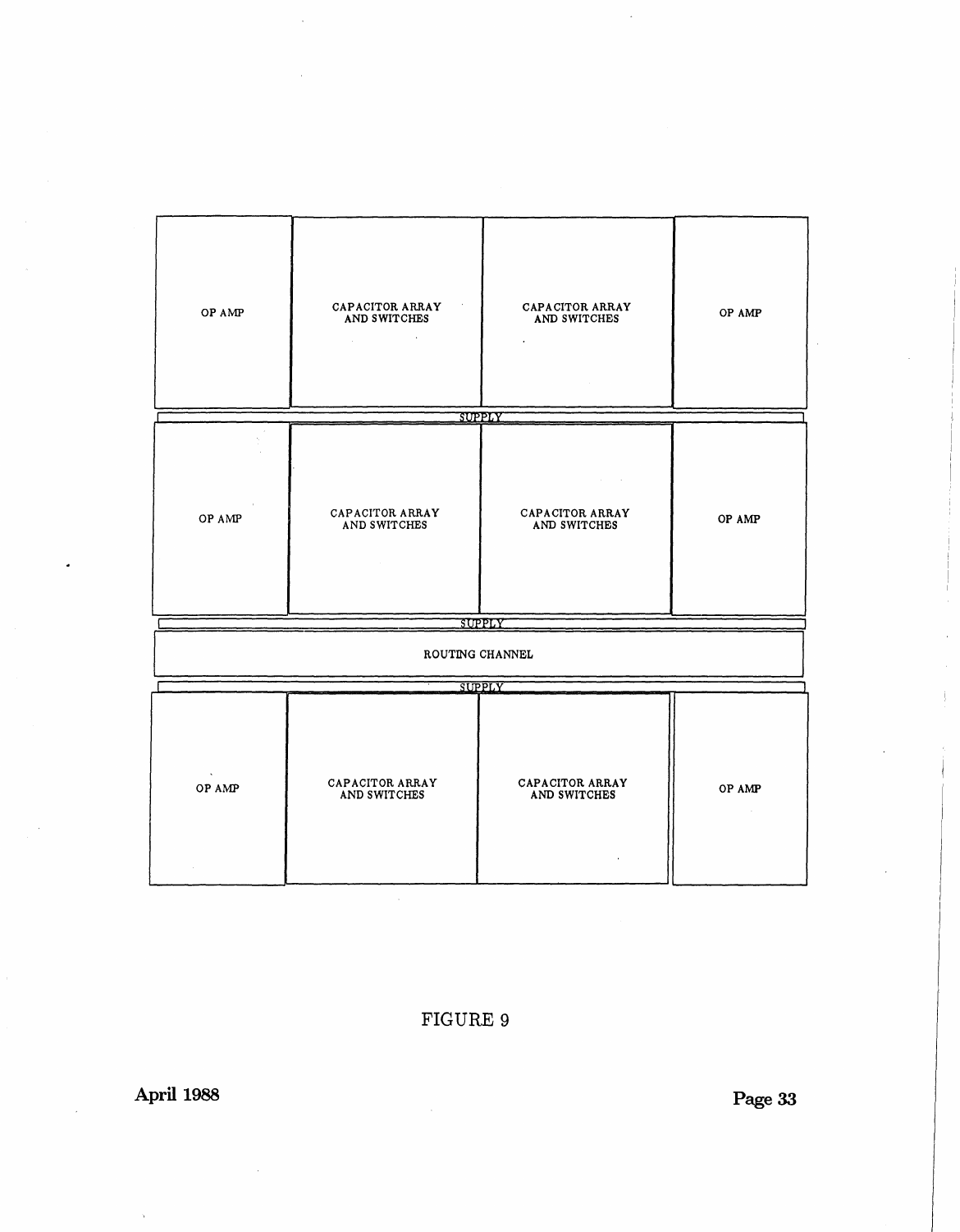| OP AMP | CAPACITOR ARRAY AND SWITCHES | CAPACITOR ARRAY AND SWITCHES | OP AMP |
| --- | --- | --- | --- |
| SUPPLY | | | |
| OP AMP | CAPACITOR ARRAY AND SWITCHES | CAPACITOR ARRAY AND SWITCHES | OP AMP |
| SUPPLY | | | |
| ROUTING CHANNEL | | | |
| SUPPLY | | | |
| OP AMP | CAPACITOR ARRAY AND SWITCHES | CAPACITOR ARRAY AND SWITCHES | OP AMP |

FIGURE 9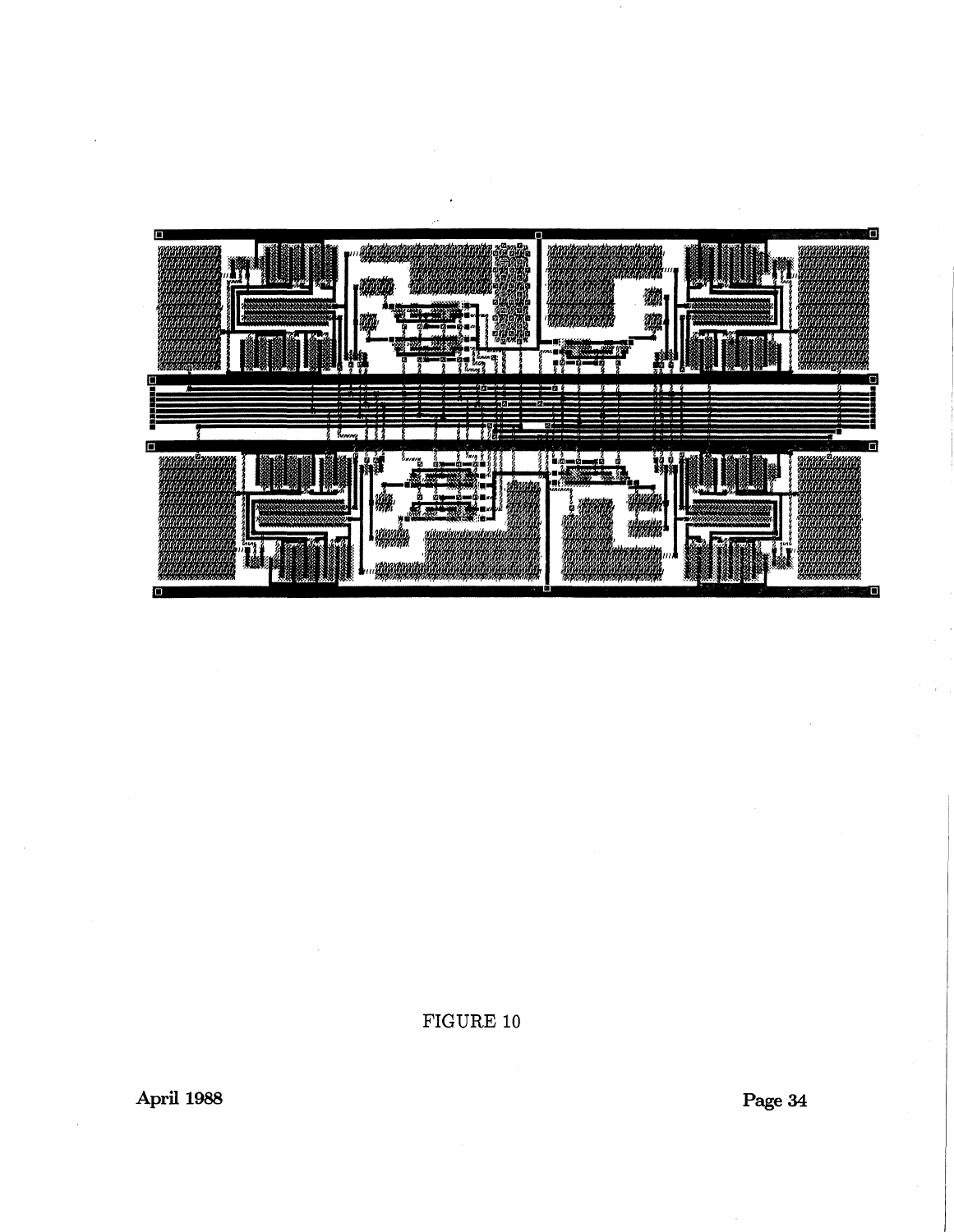FIGURE 10